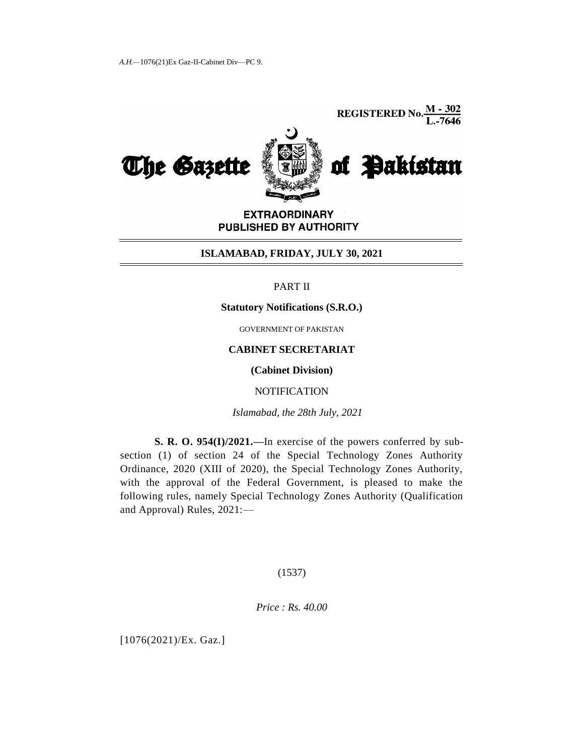A.H.—1076(21)Ex Gaz-II-Cabinet Div—PC 9.

REGISTERED No. M - 302 / L.-7646

# The Gazette of Pakistan

**EXTRAORDINARY**
**PUBLISHED BY AUTHORITY**

**ISLAMABAD, FRIDAY, JULY 30, 2021**

PART II

**Statutory Notifications (S.R.O.)**

GOVERNMENT OF PAKISTAN

**CABINET SECRETARIAT**

**(Cabinet Division)**

NOTIFICATION

*Islamabad, the 28th July, 2021*

**S. R. O. 954(I)/2021.—**In exercise of the powers conferred by sub-section (1) of section 24 of the Special Technology Zones Authority Ordinance, 2020 (XIII of 2020), the Special Technology Zones Authority, with the approval of the Federal Government, is pleased to make the following rules, namely Special Technology Zones Authority (Qualification and Approval) Rules, 2021:—

(1537)

*Price : Rs. 40.00*

[1076(2021)/Ex. Gaz.]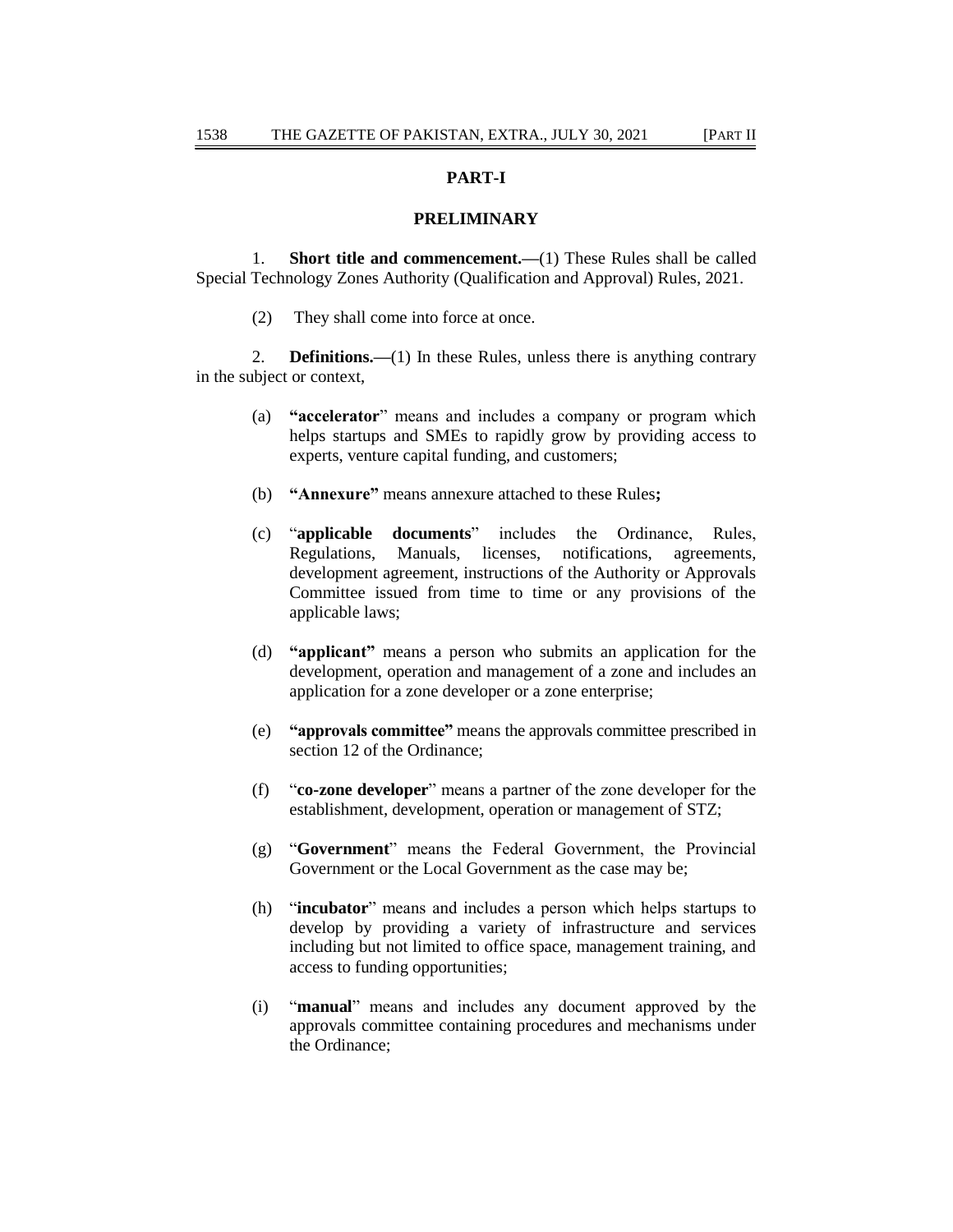## PART-I

## PRELIMINARY

1. **Short title and commencement.—**(1) These Rules shall be called Special Technology Zones Authority (Qualification and Approval) Rules, 2021.

(2) They shall come into force at once.

2. **Definitions.—**(1) In these Rules, unless there is anything contrary in the subject or context,

(a) **"accelerator"** means and includes a company or program which helps startups and SMEs to rapidly grow by providing access to experts, venture capital funding, and customers;

(b) **"Annexure"** means annexure attached to these Rules**;**

(c) "**applicable documents**" includes the Ordinance, Rules, Regulations, Manuals, licenses, notifications, agreements, development agreement, instructions of the Authority or Approvals Committee issued from time to time or any provisions of the applicable laws;

(d) **"applicant"** means a person who submits an application for the development, operation and management of a zone and includes an application for a zone developer or a zone enterprise;

(e) **"approvals committee"** means the approvals committee prescribed in section 12 of the Ordinance;

(f) "**co-zone developer**" means a partner of the zone developer for the establishment, development, operation or management of STZ;

(g) "**Government**" means the Federal Government, the Provincial Government or the Local Government as the case may be;

(h) "**incubator**" means and includes a person which helps startups to develop by providing a variety of infrastructure and services including but not limited to office space, management training, and access to funding opportunities;

(i) "**manual**" means and includes any document approved by the approvals committee containing procedures and mechanisms under the Ordinance;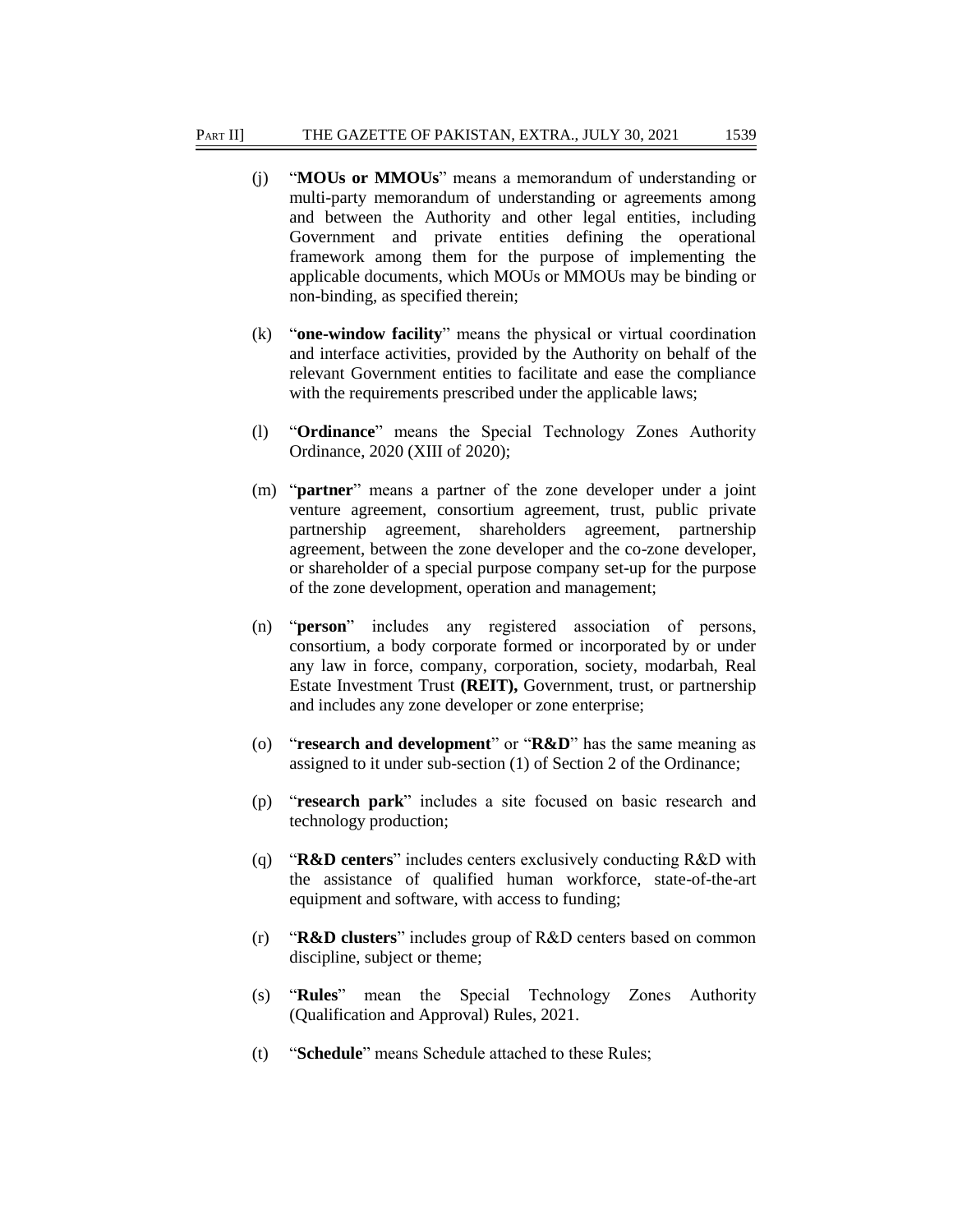(j) "**MOUs or MMOUs**" means a memorandum of understanding or multi-party memorandum of understanding or agreements among and between the Authority and other legal entities, including Government and private entities defining the operational framework among them for the purpose of implementing the applicable documents, which MOUs or MMOUs may be binding or non-binding, as specified therein;

(k) "**one-window facility**" means the physical or virtual coordination and interface activities, provided by the Authority on behalf of the relevant Government entities to facilitate and ease the compliance with the requirements prescribed under the applicable laws;

(l) "**Ordinance**" means the Special Technology Zones Authority Ordinance, 2020 (XIII of 2020);

(m) "**partner**" means a partner of the zone developer under a joint venture agreement, consortium agreement, trust, public private partnership agreement, shareholders agreement, partnership agreement, between the zone developer and the co-zone developer, or shareholder of a special purpose company set-up for the purpose of the zone development, operation and management;

(n) "**person**" includes any registered association of persons, consortium, a body corporate formed or incorporated by or under any law in force, company, corporation, society, modarbah, Real Estate Investment Trust **(REIT),** Government, trust, or partnership and includes any zone developer or zone enterprise;

(o) "**research and development**" or "**R&D**" has the same meaning as assigned to it under sub-section (1) of Section 2 of the Ordinance;

(p) "**research park**" includes a site focused on basic research and technology production;

(q) "**R&D centers**" includes centers exclusively conducting R&D with the assistance of qualified human workforce, state-of-the-art equipment and software, with access to funding;

(r) "**R&D clusters**" includes group of R&D centers based on common discipline, subject or theme;

(s) "**Rules**" mean the Special Technology Zones Authority (Qualification and Approval) Rules, 2021.

(t) "**Schedule**" means Schedule attached to these Rules;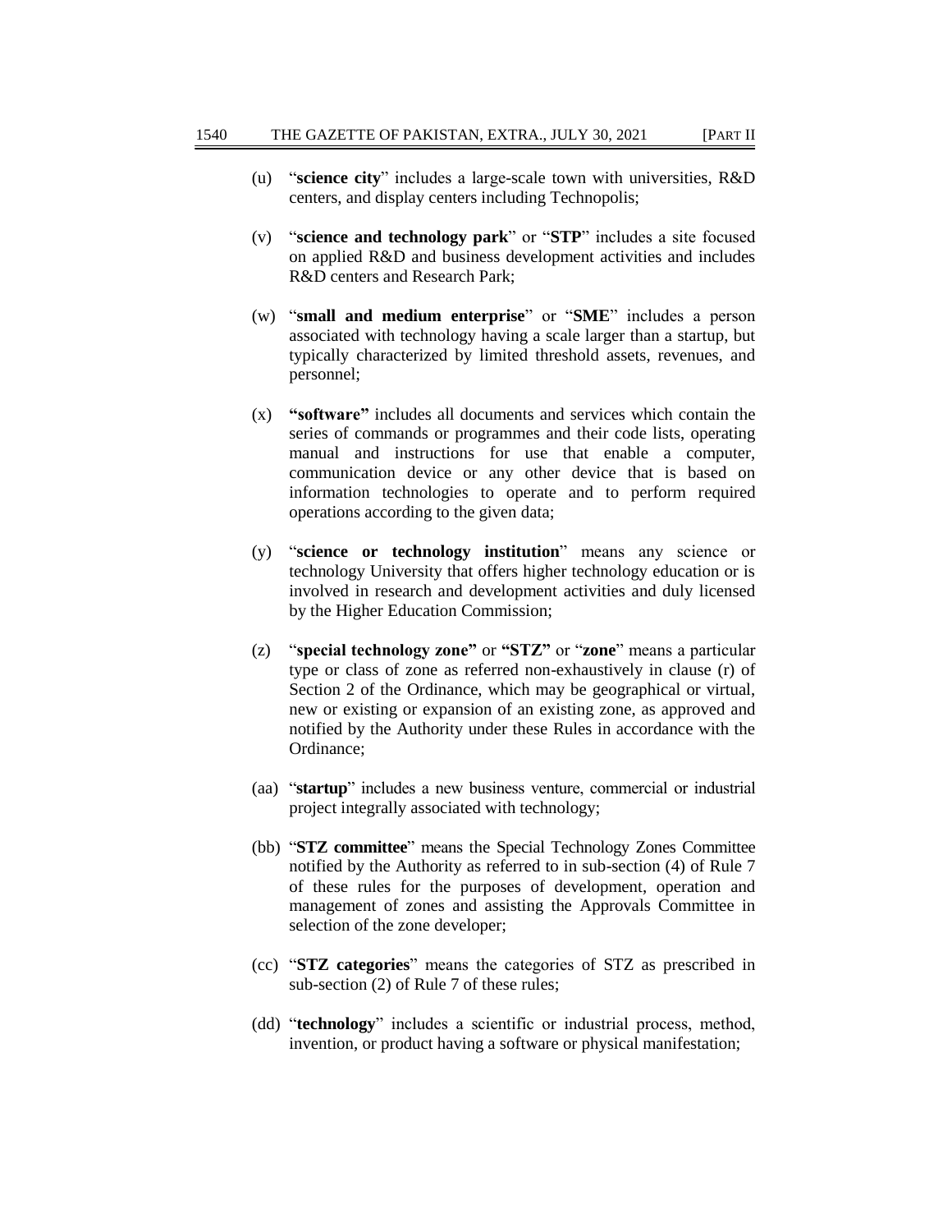(u) "**science city**" includes a large-scale town with universities, R&D centers, and display centers including Technopolis;

(v) "**science and technology park**" or "**STP**" includes a site focused on applied R&D and business development activities and includes R&D centers and Research Park;

(w) "**small and medium enterprise**" or "**SME**" includes a person associated with technology having a scale larger than a startup, but typically characterized by limited threshold assets, revenues, and personnel;

(x) **"software"** includes all documents and services which contain the series of commands or programmes and their code lists, operating manual and instructions for use that enable a computer, communication device or any other device that is based on information technologies to operate and to perform required operations according to the given data;

(y) "**science or technology institution**" means any science or technology University that offers higher technology education or is involved in research and development activities and duly licensed by the Higher Education Commission;

(z) "**special technology zone"** or **"STZ"** or "**zone**" means a particular type or class of zone as referred non-exhaustively in clause (r) of Section 2 of the Ordinance, which may be geographical or virtual, new or existing or expansion of an existing zone, as approved and notified by the Authority under these Rules in accordance with the Ordinance;

(aa) "**startup**" includes a new business venture, commercial or industrial project integrally associated with technology;

(bb) "**STZ committee**" means the Special Technology Zones Committee notified by the Authority as referred to in sub-section (4) of Rule 7 of these rules for the purposes of development, operation and management of zones and assisting the Approvals Committee in selection of the zone developer;

(cc) "**STZ categories**" means the categories of STZ as prescribed in sub-section (2) of Rule 7 of these rules;

(dd) "**technology**" includes a scientific or industrial process, method, invention, or product having a software or physical manifestation;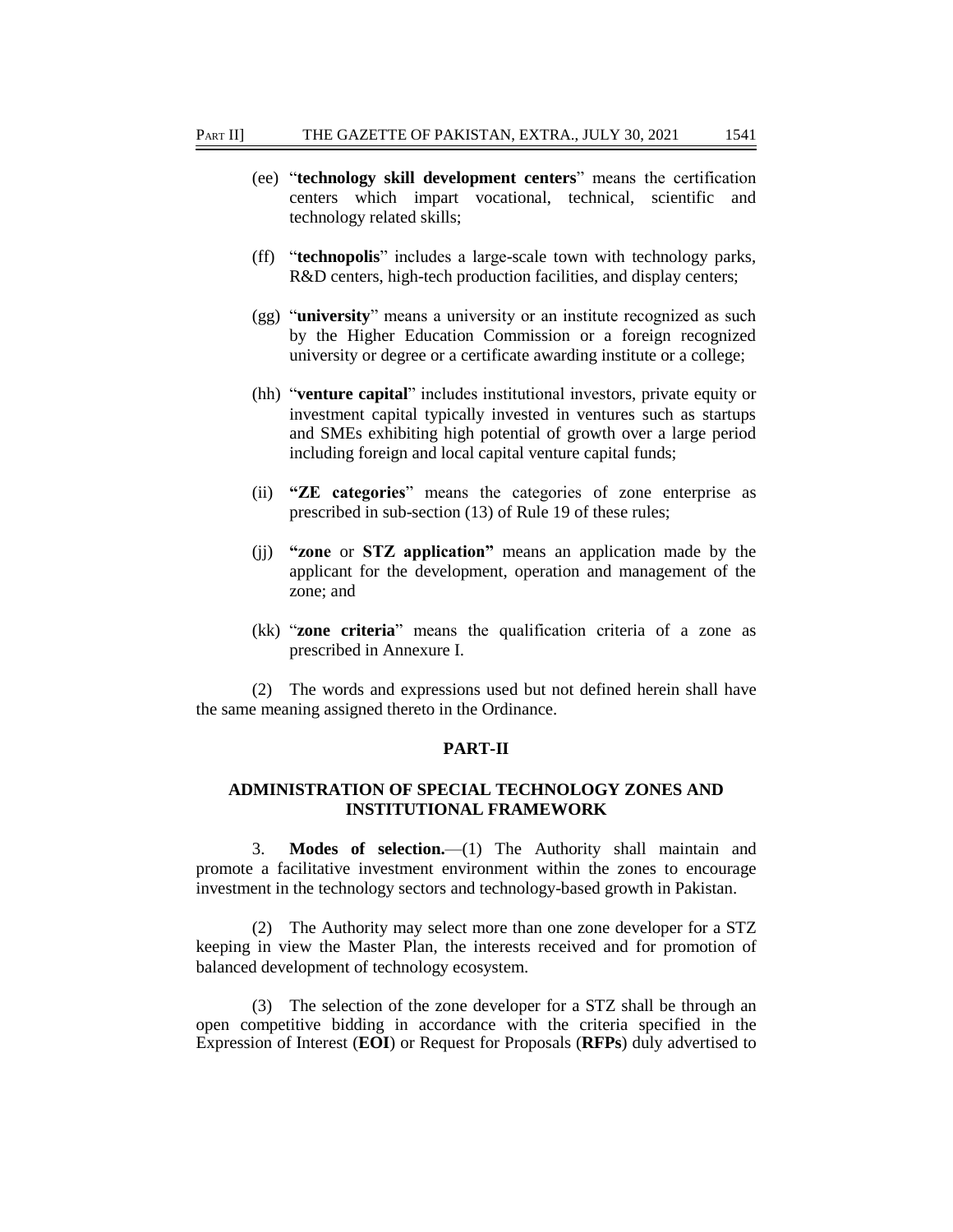(ee) "**technology skill development centers**" means the certification centers which impart vocational, technical, scientific and technology related skills;

(ff) "**technopolis**" includes a large-scale town with technology parks, R&D centers, high-tech production facilities, and display centers;

(gg) "**university**" means a university or an institute recognized as such by the Higher Education Commission or a foreign recognized university or degree or a certificate awarding institute or a college;

(hh) "**venture capital**" includes institutional investors, private equity or investment capital typically invested in ventures such as startups and SMEs exhibiting high potential of growth over a large period including foreign and local capital venture capital funds;

(ii) **"ZE categories**" means the categories of zone enterprise as prescribed in sub-section (13) of Rule 19 of these rules;

(jj) **"zone** or **STZ application"** means an application made by the applicant for the development, operation and management of the zone; and

(kk) "**zone criteria**" means the qualification criteria of a zone as prescribed in Annexure I.

(2) The words and expressions used but not defined herein shall have the same meaning assigned thereto in the Ordinance.

## PART-II

## ADMINISTRATION OF SPECIAL TECHNOLOGY ZONES AND INSTITUTIONAL FRAMEWORK

3. **Modes of selection.**—(1) The Authority shall maintain and promote a facilitative investment environment within the zones to encourage investment in the technology sectors and technology-based growth in Pakistan.

(2) The Authority may select more than one zone developer for a STZ keeping in view the Master Plan, the interests received and for promotion of balanced development of technology ecosystem.

(3) The selection of the zone developer for a STZ shall be through an open competitive bidding in accordance with the criteria specified in the Expression of Interest (**EOI**) or Request for Proposals (**RFPs**) duly advertised to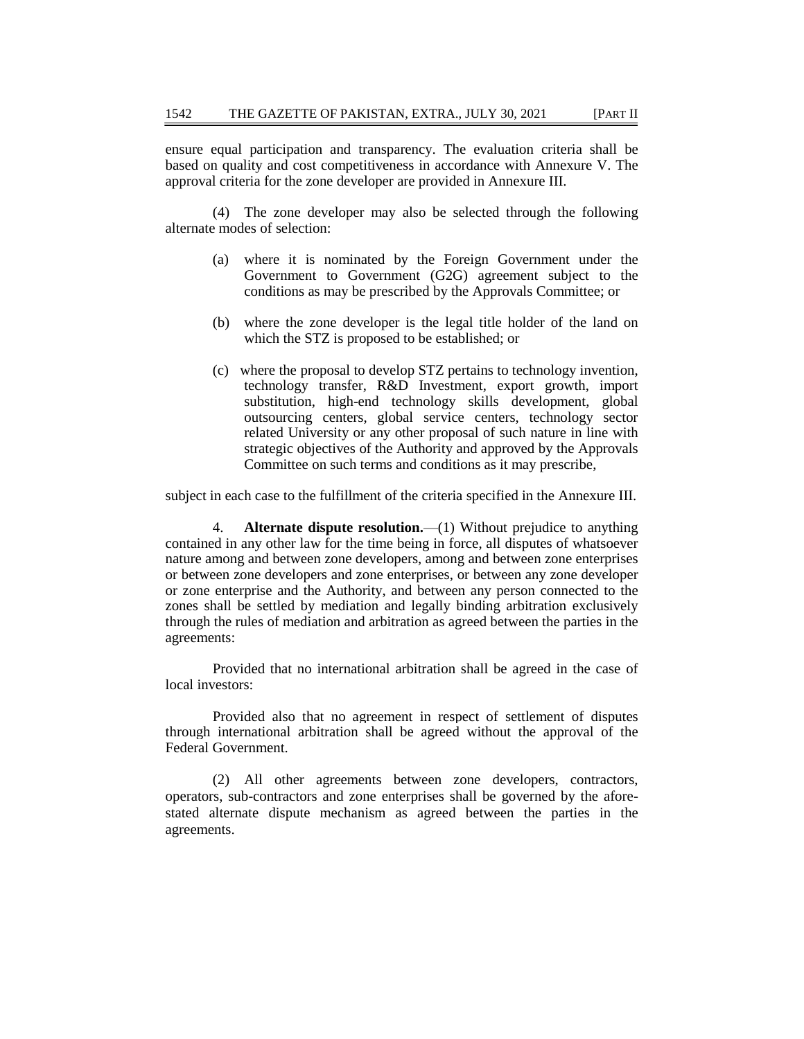ensure equal participation and transparency. The evaluation criteria shall be based on quality and cost competitiveness in accordance with Annexure V. The approval criteria for the zone developer are provided in Annexure III.

(4) The zone developer may also be selected through the following alternate modes of selection:

- (a) where it is nominated by the Foreign Government under the Government to Government (G2G) agreement subject to the conditions as may be prescribed by the Approvals Committee; or
- (b) where the zone developer is the legal title holder of the land on which the STZ is proposed to be established; or
- (c) where the proposal to develop STZ pertains to technology invention, technology transfer, R&D Investment, export growth, import substitution, high-end technology skills development, global outsourcing centers, global service centers, technology sector related University or any other proposal of such nature in line with strategic objectives of the Authority and approved by the Approvals Committee on such terms and conditions as it may prescribe,

subject in each case to the fulfillment of the criteria specified in the Annexure III.

4. **Alternate dispute resolution.**—(1) Without prejudice to anything contained in any other law for the time being in force, all disputes of whatsoever nature among and between zone developers, among and between zone enterprises or between zone developers and zone enterprises, or between any zone developer or zone enterprise and the Authority, and between any person connected to the zones shall be settled by mediation and legally binding arbitration exclusively through the rules of mediation and arbitration as agreed between the parties in the agreements:

Provided that no international arbitration shall be agreed in the case of local investors:

Provided also that no agreement in respect of settlement of disputes through international arbitration shall be agreed without the approval of the Federal Government.

(2) All other agreements between zone developers, contractors, operators, sub-contractors and zone enterprises shall be governed by the afore-stated alternate dispute mechanism as agreed between the parties in the agreements.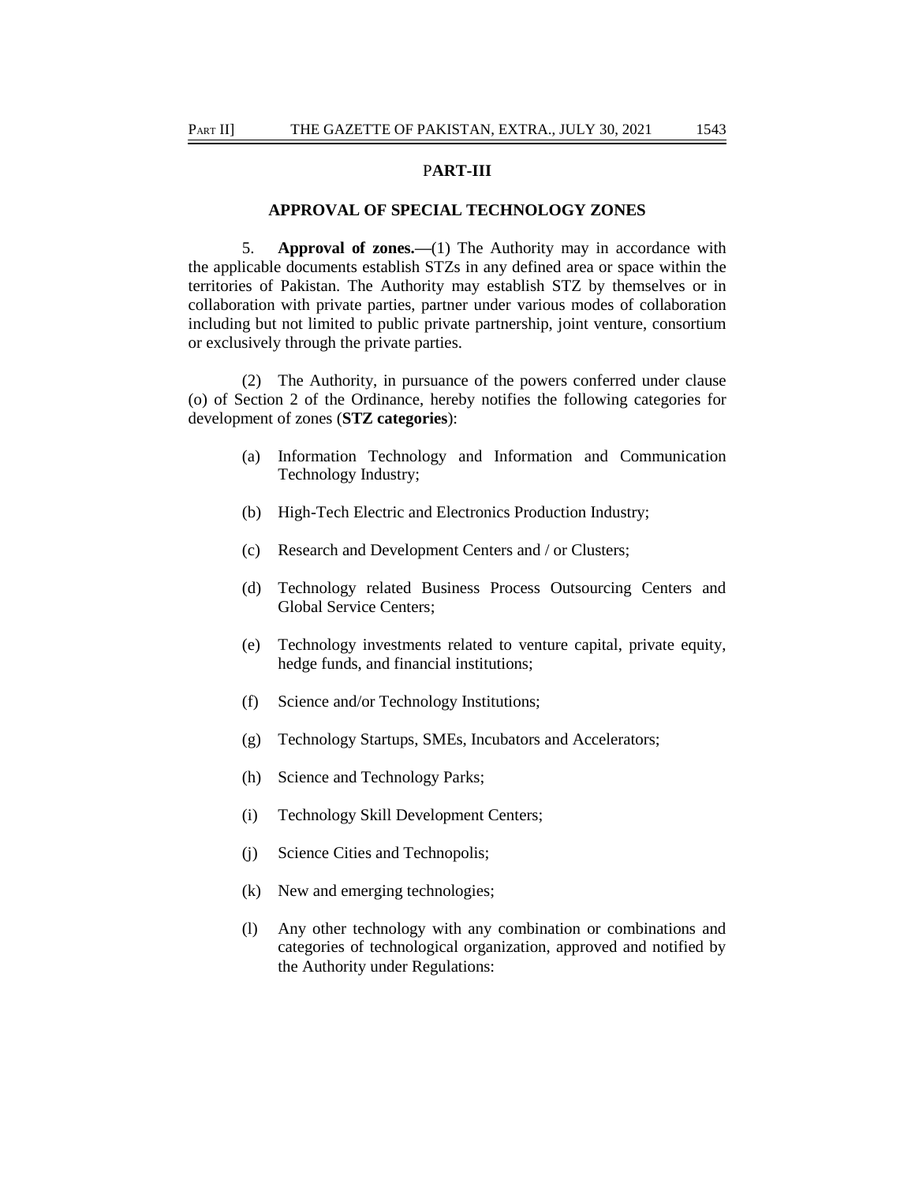## PART-III

## APPROVAL OF SPECIAL TECHNOLOGY ZONES

5. **Approval of zones.**—(1) The Authority may in accordance with the applicable documents establish STZs in any defined area or space within the territories of Pakistan. The Authority may establish STZ by themselves or in collaboration with private parties, partner under various modes of collaboration including but not limited to public private partnership, joint venture, consortium or exclusively through the private parties.

(2) The Authority, in pursuance of the powers conferred under clause (o) of Section 2 of the Ordinance, hereby notifies the following categories for development of zones (**STZ categories**):

(a) Information Technology and Information and Communication Technology Industry;

(b) High-Tech Electric and Electronics Production Industry;

(c) Research and Development Centers and / or Clusters;

(d) Technology related Business Process Outsourcing Centers and Global Service Centers;

(e) Technology investments related to venture capital, private equity, hedge funds, and financial institutions;

(f) Science and/or Technology Institutions;

(g) Technology Startups, SMEs, Incubators and Accelerators;

(h) Science and Technology Parks;

(i) Technology Skill Development Centers;

(j) Science Cities and Technopolis;

(k) New and emerging technologies;

(l) Any other technology with any combination or combinations and categories of technological organization, approved and notified by the Authority under Regulations: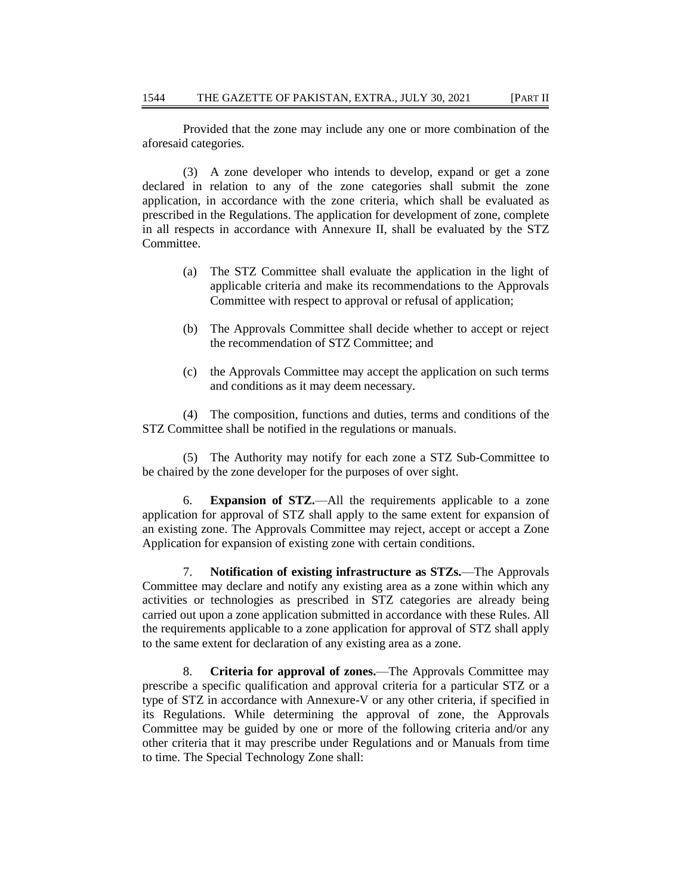Provided that the zone may include any one or more combination of the aforesaid categories.

(3) A zone developer who intends to develop, expand or get a zone declared in relation to any of the zone categories shall submit the zone application, in accordance with the zone criteria, which shall be evaluated as prescribed in the Regulations. The application for development of zone, complete in all respects in accordance with Annexure II, shall be evaluated by the STZ Committee.

(a) The STZ Committee shall evaluate the application in the light of applicable criteria and make its recommendations to the Approvals Committee with respect to approval or refusal of application;

(b) The Approvals Committee shall decide whether to accept or reject the recommendation of STZ Committee; and

(c) the Approvals Committee may accept the application on such terms and conditions as it may deem necessary.

(4) The composition, functions and duties, terms and conditions of the STZ Committee shall be notified in the regulations or manuals.

(5) The Authority may notify for each zone a STZ Sub-Committee to be chaired by the zone developer for the purposes of over sight.

6. **Expansion of STZ.**—All the requirements applicable to a zone application for approval of STZ shall apply to the same extent for expansion of an existing zone. The Approvals Committee may reject, accept or accept a Zone Application for expansion of existing zone with certain conditions.

7. **Notification of existing infrastructure as STZs.**—The Approvals Committee may declare and notify any existing area as a zone within which any activities or technologies as prescribed in STZ categories are already being carried out upon a zone application submitted in accordance with these Rules. All the requirements applicable to a zone application for approval of STZ shall apply to the same extent for declaration of any existing area as a zone.

8. **Criteria for approval of zones.**—The Approvals Committee may prescribe a specific qualification and approval criteria for a particular STZ or a type of STZ in accordance with Annexure-V or any other criteria, if specified in its Regulations. While determining the approval of zone, the Approvals Committee may be guided by one or more of the following criteria and/or any other criteria that it may prescribe under Regulations and or Manuals from time to time. The Special Technology Zone shall: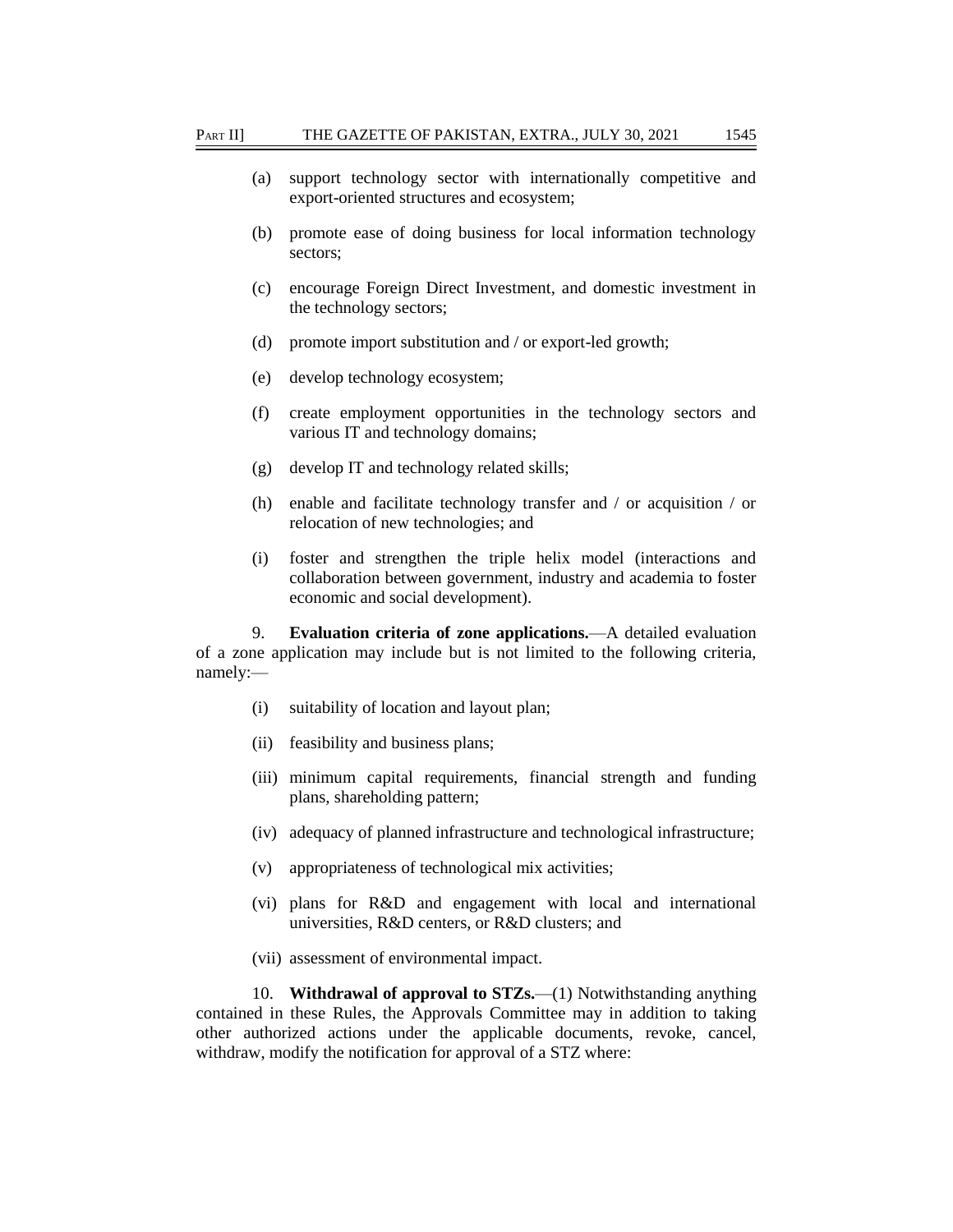(a) support technology sector with internationally competitive and export-oriented structures and ecosystem;

(b) promote ease of doing business for local information technology sectors;

(c) encourage Foreign Direct Investment, and domestic investment in the technology sectors;

(d) promote import substitution and / or export-led growth;

(e) develop technology ecosystem;

(f) create employment opportunities in the technology sectors and various IT and technology domains;

(g) develop IT and technology related skills;

(h) enable and facilitate technology transfer and / or acquisition / or relocation of new technologies; and

(i) foster and strengthen the triple helix model (interactions and collaboration between government, industry and academia to foster economic and social development).

9. **Evaluation criteria of zone applications.**—A detailed evaluation of a zone application may include but is not limited to the following criteria, namely:—

(i) suitability of location and layout plan;

(ii) feasibility and business plans;

(iii) minimum capital requirements, financial strength and funding plans, shareholding pattern;

(iv) adequacy of planned infrastructure and technological infrastructure;

(v) appropriateness of technological mix activities;

(vi) plans for R&D and engagement with local and international universities, R&D centers, or R&D clusters; and

(vii) assessment of environmental impact.

10. **Withdrawal of approval to STZs.**—(1) Notwithstanding anything contained in these Rules, the Approvals Committee may in addition to taking other authorized actions under the applicable documents, revoke, cancel, withdraw, modify the notification for approval of a STZ where: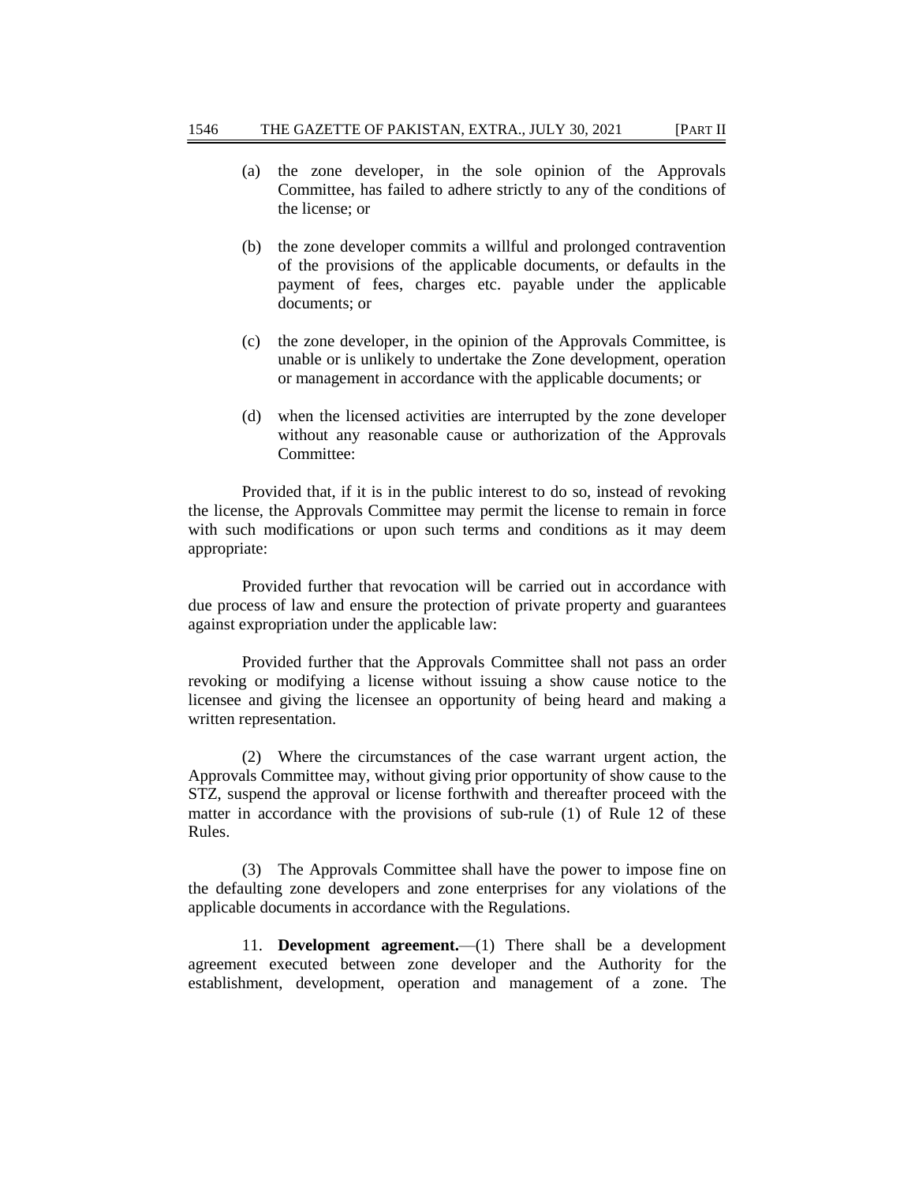(a) the zone developer, in the sole opinion of the Approvals Committee, has failed to adhere strictly to any of the conditions of the license; or

(b) the zone developer commits a willful and prolonged contravention of the provisions of the applicable documents, or defaults in the payment of fees, charges etc. payable under the applicable documents; or

(c) the zone developer, in the opinion of the Approvals Committee, is unable or is unlikely to undertake the Zone development, operation or management in accordance with the applicable documents; or

(d) when the licensed activities are interrupted by the zone developer without any reasonable cause or authorization of the Approvals Committee:

Provided that, if it is in the public interest to do so, instead of revoking the license, the Approvals Committee may permit the license to remain in force with such modifications or upon such terms and conditions as it may deem appropriate:

Provided further that revocation will be carried out in accordance with due process of law and ensure the protection of private property and guarantees against expropriation under the applicable law:

Provided further that the Approvals Committee shall not pass an order revoking or modifying a license without issuing a show cause notice to the licensee and giving the licensee an opportunity of being heard and making a written representation.

(2) Where the circumstances of the case warrant urgent action, the Approvals Committee may, without giving prior opportunity of show cause to the STZ, suspend the approval or license forthwith and thereafter proceed with the matter in accordance with the provisions of sub-rule (1) of Rule 12 of these Rules.

(3) The Approvals Committee shall have the power to impose fine on the defaulting zone developers and zone enterprises for any violations of the applicable documents in accordance with the Regulations.

11. **Development agreement.**—(1) There shall be a development agreement executed between zone developer and the Authority for the establishment, development, operation and management of a zone. The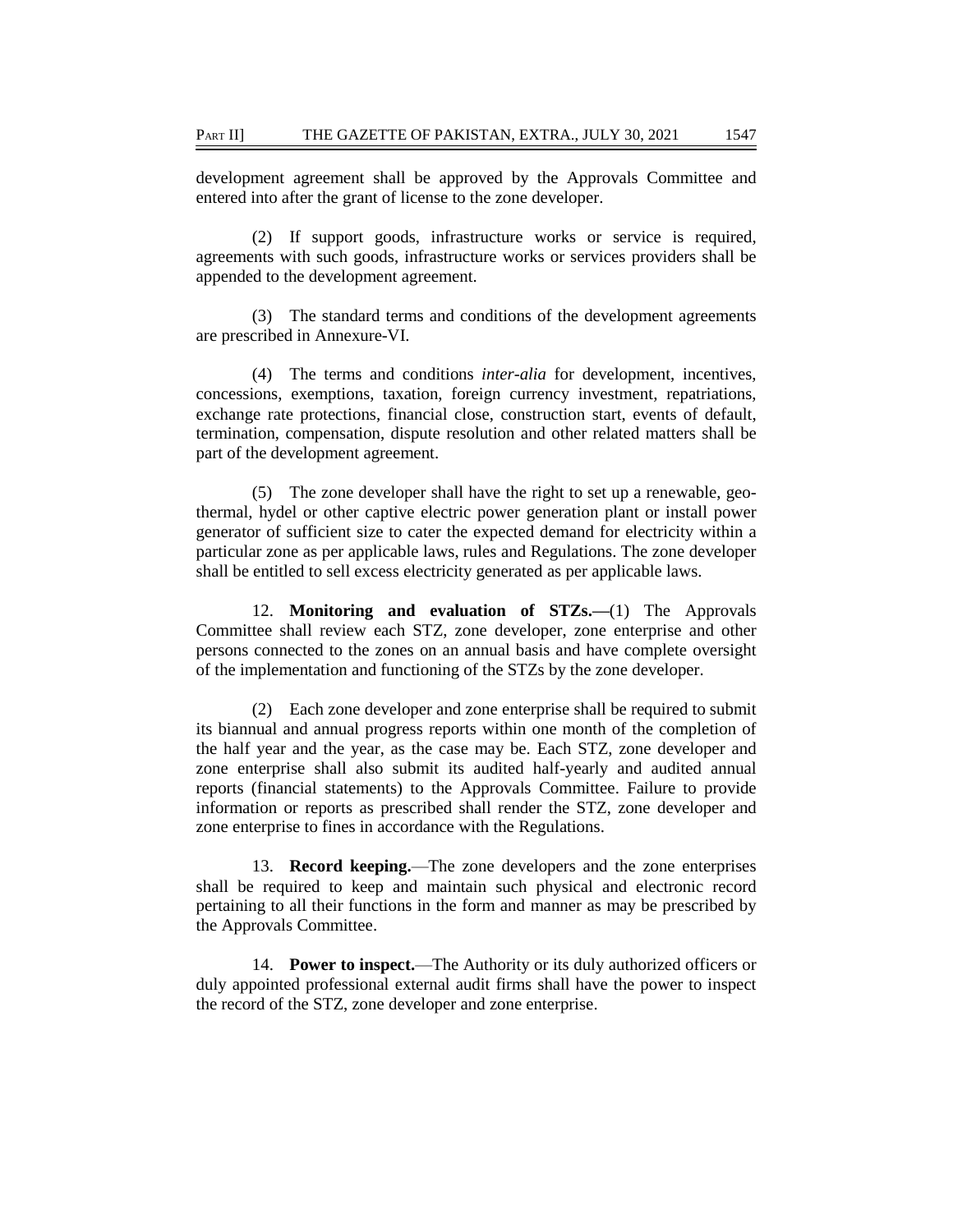development agreement shall be approved by the Approvals Committee and entered into after the grant of license to the zone developer.

(2) If support goods, infrastructure works or service is required, agreements with such goods, infrastructure works or services providers shall be appended to the development agreement.

(3) The standard terms and conditions of the development agreements are prescribed in Annexure-VI.

(4) The terms and conditions *inter-alia* for development, incentives, concessions, exemptions, taxation, foreign currency investment, repatriations, exchange rate protections, financial close, construction start, events of default, termination, compensation, dispute resolution and other related matters shall be part of the development agreement.

(5) The zone developer shall have the right to set up a renewable, geo-thermal, hydel or other captive electric power generation plant or install power generator of sufficient size to cater the expected demand for electricity within a particular zone as per applicable laws, rules and Regulations. The zone developer shall be entitled to sell excess electricity generated as per applicable laws.

12. **Monitoring and evaluation of STZs.—**(1) The Approvals Committee shall review each STZ, zone developer, zone enterprise and other persons connected to the zones on an annual basis and have complete oversight of the implementation and functioning of the STZs by the zone developer.

(2) Each zone developer and zone enterprise shall be required to submit its biannual and annual progress reports within one month of the completion of the half year and the year, as the case may be. Each STZ, zone developer and zone enterprise shall also submit its audited half-yearly and audited annual reports (financial statements) to the Approvals Committee. Failure to provide information or reports as prescribed shall render the STZ, zone developer and zone enterprise to fines in accordance with the Regulations.

13. **Record keeping.**—The zone developers and the zone enterprises shall be required to keep and maintain such physical and electronic record pertaining to all their functions in the form and manner as may be prescribed by the Approvals Committee.

14. **Power to inspect.**—The Authority or its duly authorized officers or duly appointed professional external audit firms shall have the power to inspect the record of the STZ, zone developer and zone enterprise.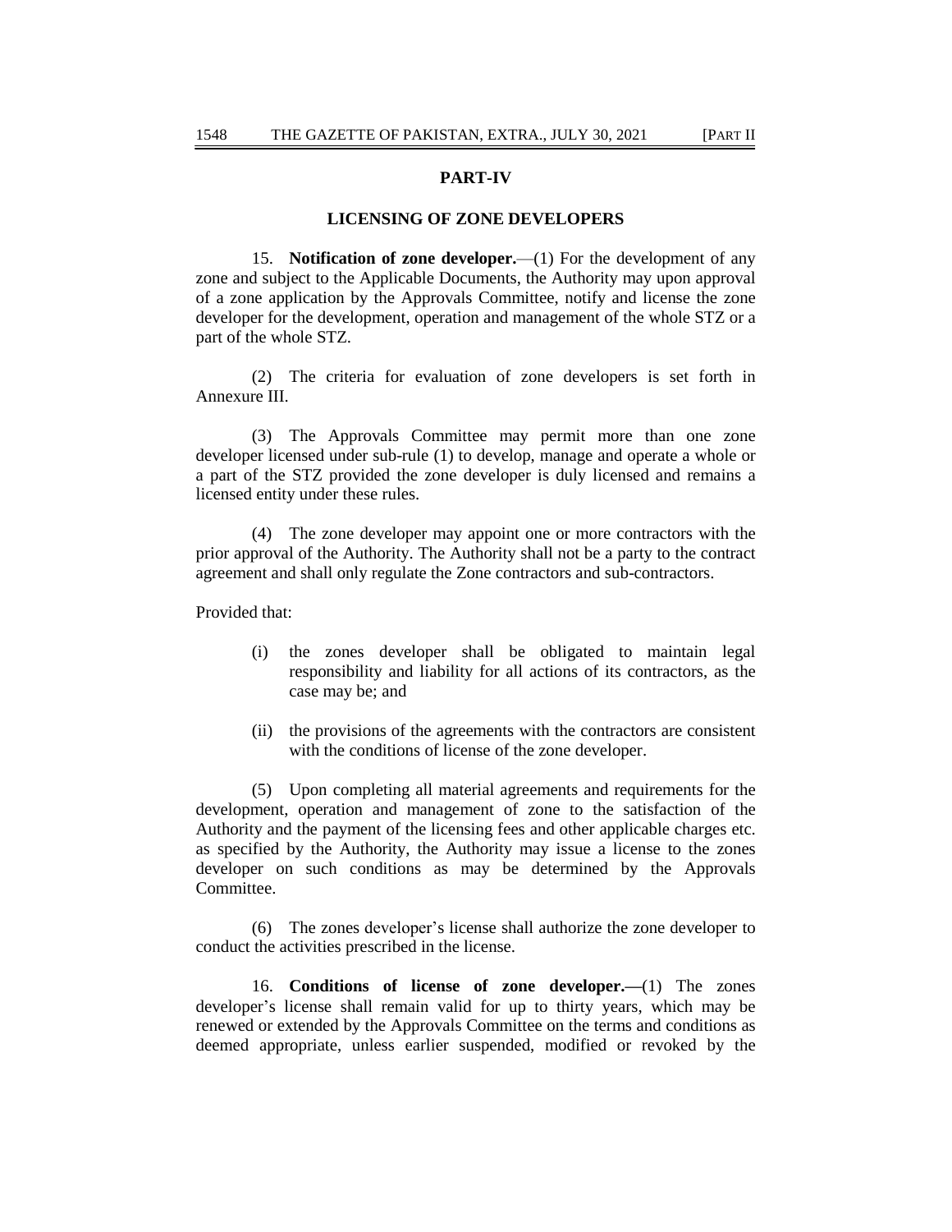## PART-IV

### LICENSING OF ZONE DEVELOPERS

15. **Notification of zone developer.**—(1) For the development of any zone and subject to the Applicable Documents, the Authority may upon approval of a zone application by the Approvals Committee, notify and license the zone developer for the development, operation and management of the whole STZ or a part of the whole STZ.

(2) The criteria for evaluation of zone developers is set forth in Annexure III.

(3) The Approvals Committee may permit more than one zone developer licensed under sub-rule (1) to develop, manage and operate a whole or a part of the STZ provided the zone developer is duly licensed and remains a licensed entity under these rules.

(4) The zone developer may appoint one or more contractors with the prior approval of the Authority. The Authority shall not be a party to the contract agreement and shall only regulate the Zone contractors and sub-contractors.

Provided that:

(i) the zones developer shall be obligated to maintain legal responsibility and liability for all actions of its contractors, as the case may be; and

(ii) the provisions of the agreements with the contractors are consistent with the conditions of license of the zone developer.

(5) Upon completing all material agreements and requirements for the development, operation and management of zone to the satisfaction of the Authority and the payment of the licensing fees and other applicable charges etc. as specified by the Authority, the Authority may issue a license to the zones developer on such conditions as may be determined by the Approvals Committee.

(6) The zones developer's license shall authorize the zone developer to conduct the activities prescribed in the license.

16. **Conditions of license of zone developer.—**(1) The zones developer's license shall remain valid for up to thirty years, which may be renewed or extended by the Approvals Committee on the terms and conditions as deemed appropriate, unless earlier suspended, modified or revoked by the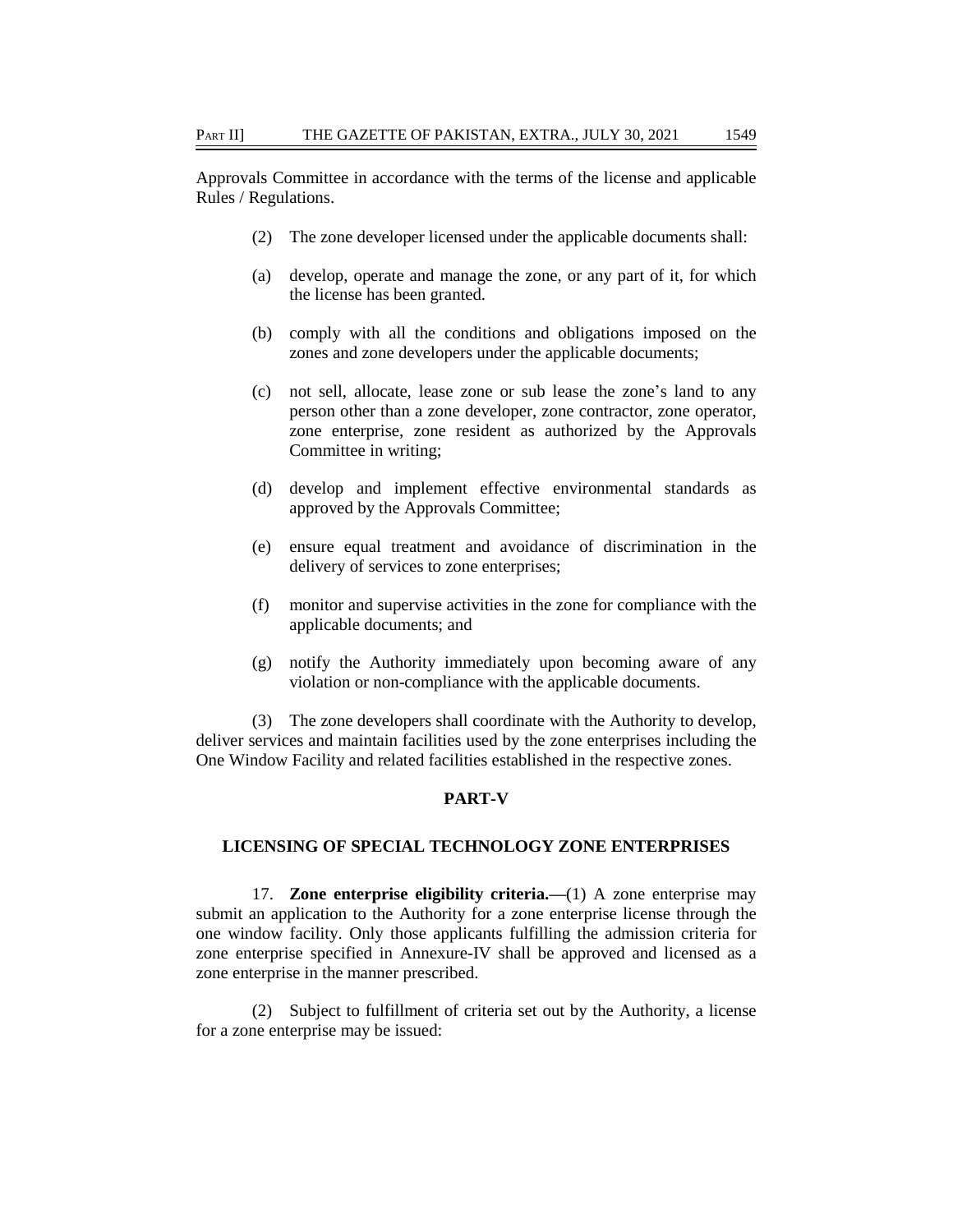Approvals Committee in accordance with the terms of the license and applicable Rules / Regulations.

(2) The zone developer licensed under the applicable documents shall:

(a) develop, operate and manage the zone, or any part of it, for which the license has been granted.

(b) comply with all the conditions and obligations imposed on the zones and zone developers under the applicable documents;

(c) not sell, allocate, lease zone or sub lease the zone's land to any person other than a zone developer, zone contractor, zone operator, zone enterprise, zone resident as authorized by the Approvals Committee in writing;

(d) develop and implement effective environmental standards as approved by the Approvals Committee;

(e) ensure equal treatment and avoidance of discrimination in the delivery of services to zone enterprises;

(f) monitor and supervise activities in the zone for compliance with the applicable documents; and

(g) notify the Authority immediately upon becoming aware of any violation or non-compliance with the applicable documents.

(3) The zone developers shall coordinate with the Authority to develop, deliver services and maintain facilities used by the zone enterprises including the One Window Facility and related facilities established in the respective zones.

## PART-V

## LICENSING OF SPECIAL TECHNOLOGY ZONE ENTERPRISES

17. **Zone enterprise eligibility criteria.—**(1) A zone enterprise may submit an application to the Authority for a zone enterprise license through the one window facility. Only those applicants fulfilling the admission criteria for zone enterprise specified in Annexure-IV shall be approved and licensed as a zone enterprise in the manner prescribed.

(2) Subject to fulfillment of criteria set out by the Authority, a license for a zone enterprise may be issued: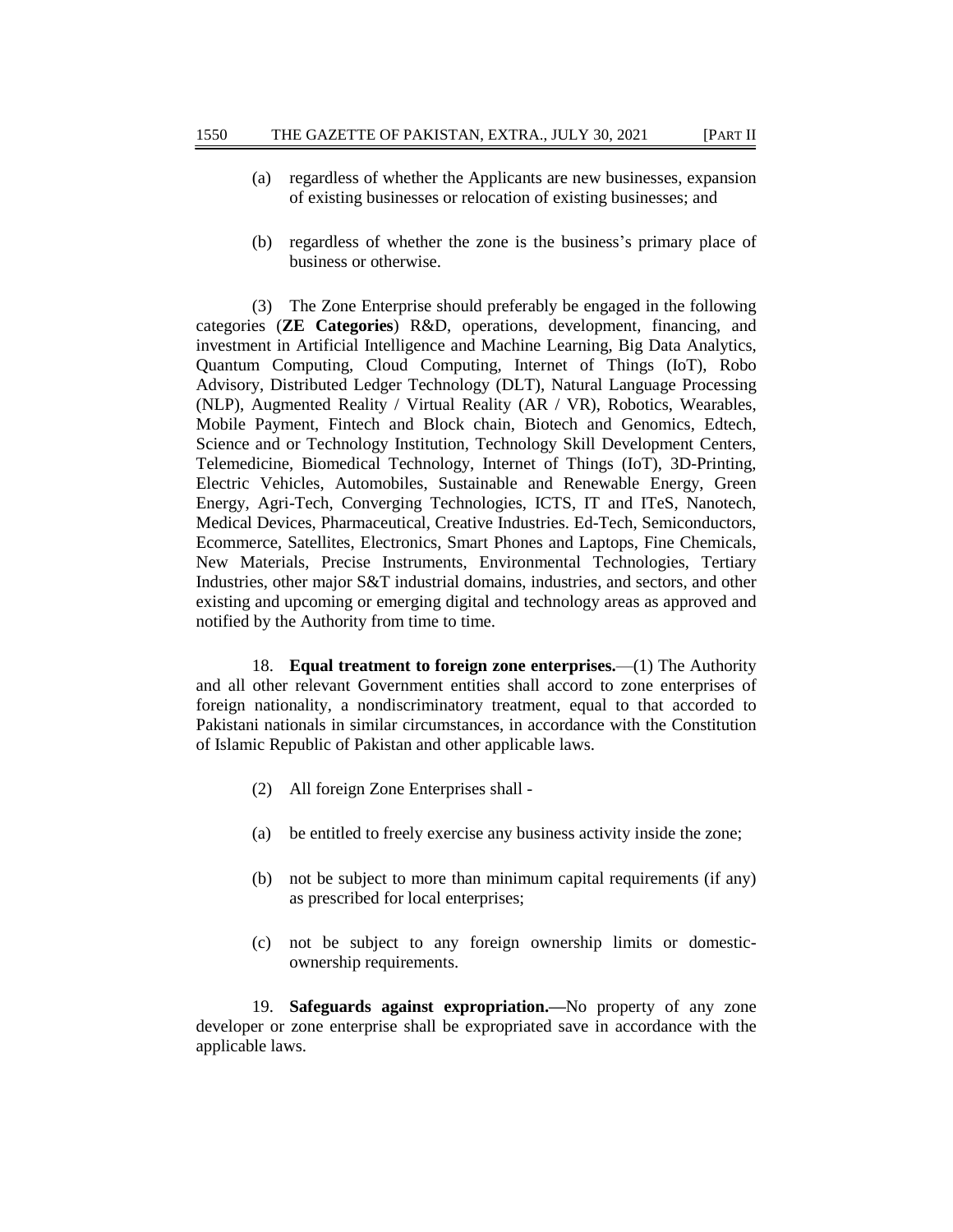(a) regardless of whether the Applicants are new businesses, expansion of existing businesses or relocation of existing businesses; and

(b) regardless of whether the zone is the business's primary place of business or otherwise.

(3) The Zone Enterprise should preferably be engaged in the following categories (**ZE Categories**) R&D, operations, development, financing, and investment in Artificial Intelligence and Machine Learning, Big Data Analytics, Quantum Computing, Cloud Computing, Internet of Things (IoT), Robo Advisory, Distributed Ledger Technology (DLT), Natural Language Processing (NLP), Augmented Reality / Virtual Reality (AR / VR), Robotics, Wearables, Mobile Payment, Fintech and Block chain, Biotech and Genomics, Edtech, Science and or Technology Institution, Technology Skill Development Centers, Telemedicine, Biomedical Technology, Internet of Things (IoT), 3D-Printing, Electric Vehicles, Automobiles, Sustainable and Renewable Energy, Green Energy, Agri-Tech, Converging Technologies, ICTS, IT and ITeS, Nanotech, Medical Devices, Pharmaceutical, Creative Industries. Ed-Tech, Semiconductors, Ecommerce, Satellites, Electronics, Smart Phones and Laptops, Fine Chemicals, New Materials, Precise Instruments, Environmental Technologies, Tertiary Industries, other major S&T industrial domains, industries, and sectors, and other existing and upcoming or emerging digital and technology areas as approved and notified by the Authority from time to time.

18. **Equal treatment to foreign zone enterprises.**—(1) The Authority and all other relevant Government entities shall accord to zone enterprises of foreign nationality, a nondiscriminatory treatment, equal to that accorded to Pakistani nationals in similar circumstances, in accordance with the Constitution of Islamic Republic of Pakistan and other applicable laws.

(2) All foreign Zone Enterprises shall -

(a) be entitled to freely exercise any business activity inside the zone;

(b) not be subject to more than minimum capital requirements (if any) as prescribed for local enterprises;

(c) not be subject to any foreign ownership limits or domestic-ownership requirements.

19. **Safeguards against expropriation.—**No property of any zone developer or zone enterprise shall be expropriated save in accordance with the applicable laws.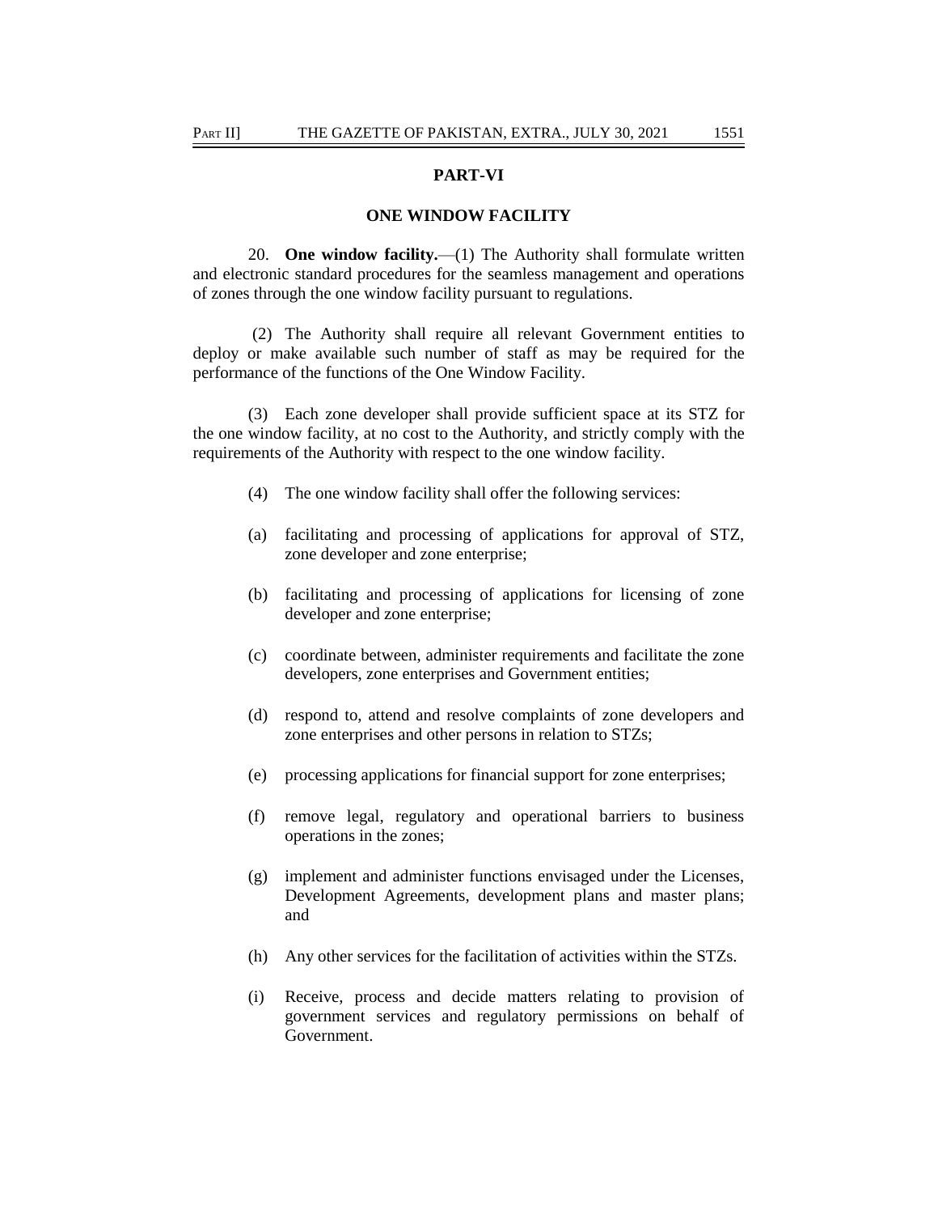## PART-VI

## ONE WINDOW FACILITY

20. **One window facility.**—(1) The Authority shall formulate written and electronic standard procedures for the seamless management and operations of zones through the one window facility pursuant to regulations.

(2) The Authority shall require all relevant Government entities to deploy or make available such number of staff as may be required for the performance of the functions of the One Window Facility.

(3) Each zone developer shall provide sufficient space at its STZ for the one window facility, at no cost to the Authority, and strictly comply with the requirements of the Authority with respect to the one window facility.

(4) The one window facility shall offer the following services:

(a) facilitating and processing of applications for approval of STZ, zone developer and zone enterprise;

(b) facilitating and processing of applications for licensing of zone developer and zone enterprise;

(c) coordinate between, administer requirements and facilitate the zone developers, zone enterprises and Government entities;

(d) respond to, attend and resolve complaints of zone developers and zone enterprises and other persons in relation to STZs;

(e) processing applications for financial support for zone enterprises;

(f) remove legal, regulatory and operational barriers to business operations in the zones;

(g) implement and administer functions envisaged under the Licenses, Development Agreements, development plans and master plans; and

(h) Any other services for the facilitation of activities within the STZs.

(i) Receive, process and decide matters relating to provision of government services and regulatory permissions on behalf of Government.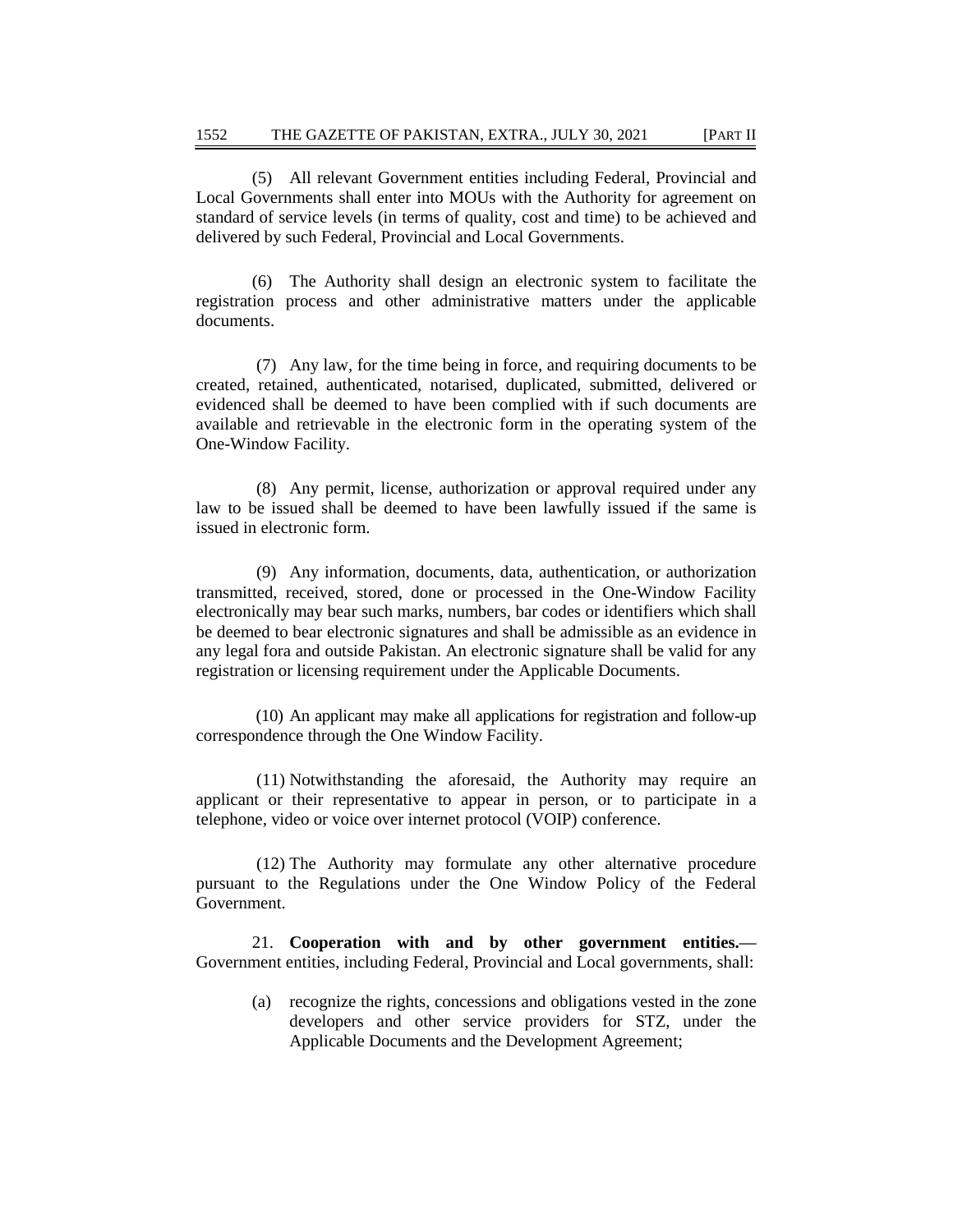(5) All relevant Government entities including Federal, Provincial and Local Governments shall enter into MOUs with the Authority for agreement on standard of service levels (in terms of quality, cost and time) to be achieved and delivered by such Federal, Provincial and Local Governments.

(6) The Authority shall design an electronic system to facilitate the registration process and other administrative matters under the applicable documents.

(7) Any law, for the time being in force, and requiring documents to be created, retained, authenticated, notarised, duplicated, submitted, delivered or evidenced shall be deemed to have been complied with if such documents are available and retrievable in the electronic form in the operating system of the One-Window Facility.

(8) Any permit, license, authorization or approval required under any law to be issued shall be deemed to have been lawfully issued if the same is issued in electronic form.

(9) Any information, documents, data, authentication, or authorization transmitted, received, stored, done or processed in the One-Window Facility electronically may bear such marks, numbers, bar codes or identifiers which shall be deemed to bear electronic signatures and shall be admissible as an evidence in any legal fora and outside Pakistan. An electronic signature shall be valid for any registration or licensing requirement under the Applicable Documents.

(10) An applicant may make all applications for registration and follow-up correspondence through the One Window Facility.

(11) Notwithstanding the aforesaid, the Authority may require an applicant or their representative to appear in person, or to participate in a telephone, video or voice over internet protocol (VOIP) conference.

(12) The Authority may formulate any other alternative procedure pursuant to the Regulations under the One Window Policy of the Federal Government.

21. **Cooperation with and by other government entities.—** Government entities, including Federal, Provincial and Local governments, shall:

(a) recognize the rights, concessions and obligations vested in the zone developers and other service providers for STZ, under the Applicable Documents and the Development Agreement;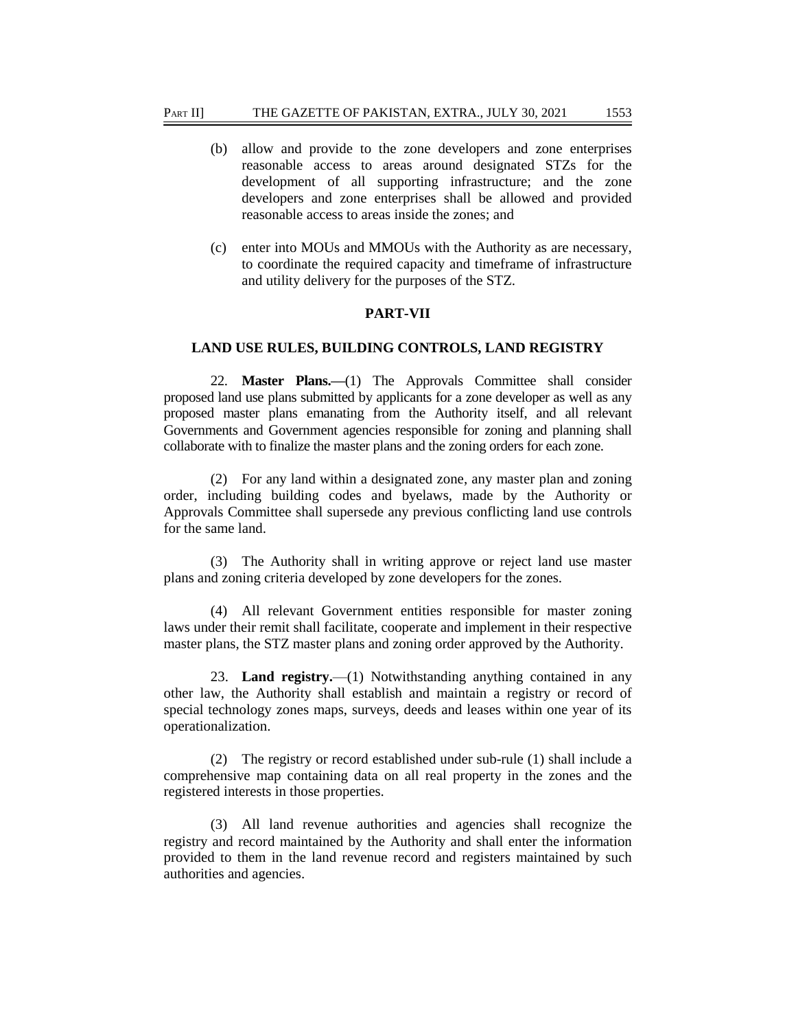(b) allow and provide to the zone developers and zone enterprises reasonable access to areas around designated STZs for the development of all supporting infrastructure; and the zone developers and zone enterprises shall be allowed and provided reasonable access to areas inside the zones; and

(c) enter into MOUs and MMOUs with the Authority as are necessary, to coordinate the required capacity and timeframe of infrastructure and utility delivery for the purposes of the STZ.

## PART-VII

## LAND USE RULES, BUILDING CONTROLS, LAND REGISTRY

22. **Master Plans.**—(1) The Approvals Committee shall consider proposed land use plans submitted by applicants for a zone developer as well as any proposed master plans emanating from the Authority itself, and all relevant Governments and Government agencies responsible for zoning and planning shall collaborate with to finalize the master plans and the zoning orders for each zone.

(2) For any land within a designated zone, any master plan and zoning order, including building codes and byelaws, made by the Authority or Approvals Committee shall supersede any previous conflicting land use controls for the same land.

(3) The Authority shall in writing approve or reject land use master plans and zoning criteria developed by zone developers for the zones.

(4) All relevant Government entities responsible for master zoning laws under their remit shall facilitate, cooperate and implement in their respective master plans, the STZ master plans and zoning order approved by the Authority.

23. **Land registry.**—(1) Notwithstanding anything contained in any other law, the Authority shall establish and maintain a registry or record of special technology zones maps, surveys, deeds and leases within one year of its operationalization.

(2) The registry or record established under sub-rule (1) shall include a comprehensive map containing data on all real property in the zones and the registered interests in those properties.

(3) All land revenue authorities and agencies shall recognize the registry and record maintained by the Authority and shall enter the information provided to them in the land revenue record and registers maintained by such authorities and agencies.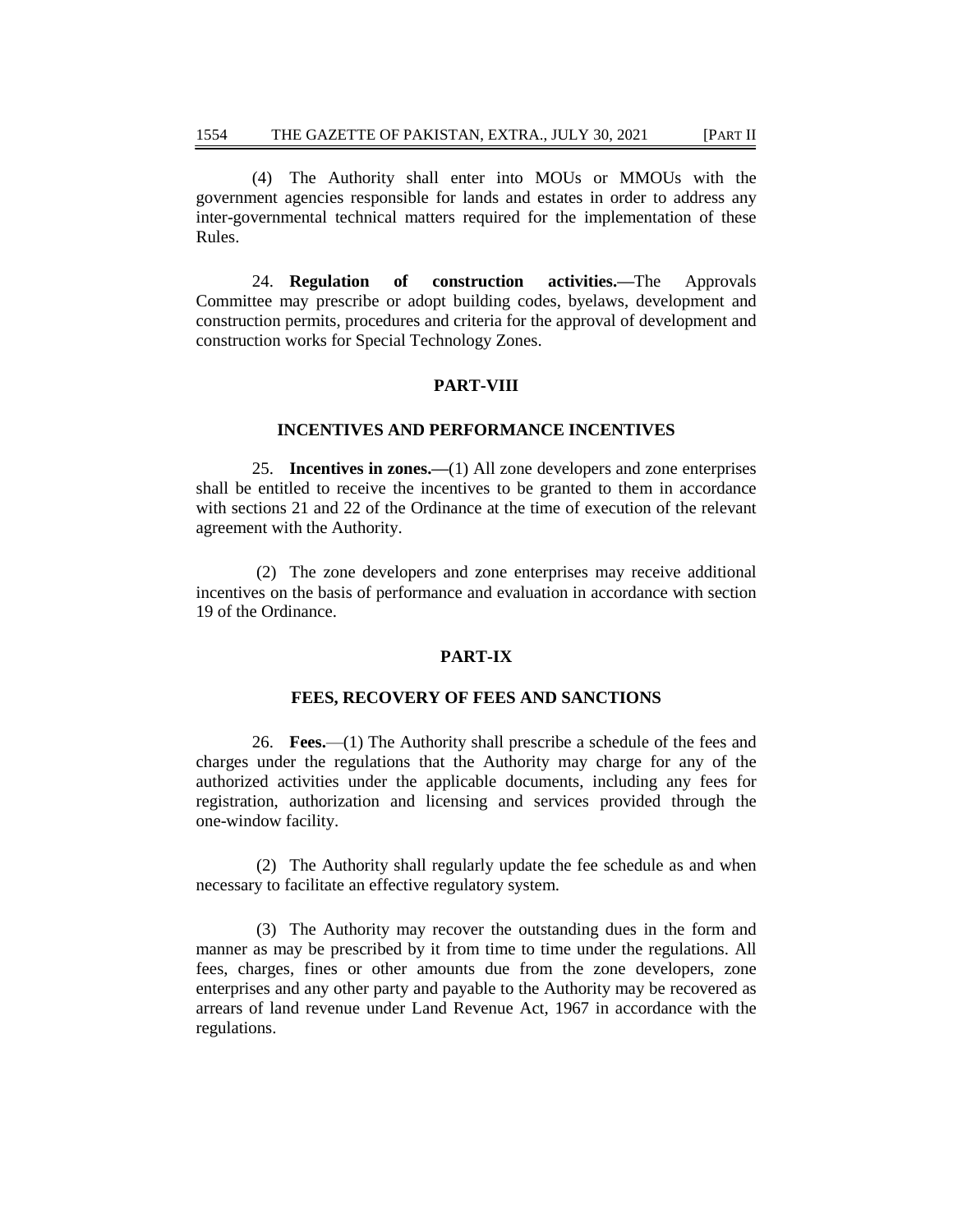(4) The Authority shall enter into MOUs or MMOUs with the government agencies responsible for lands and estates in order to address any inter-governmental technical matters required for the implementation of these Rules.

24. **Regulation of construction activities.—**The Approvals Committee may prescribe or adopt building codes, byelaws, development and construction permits, procedures and criteria for the approval of development and construction works for Special Technology Zones.

## PART-VIII

## INCENTIVES AND PERFORMANCE INCENTIVES

25. **Incentives in zones.—**(1) All zone developers and zone enterprises shall be entitled to receive the incentives to be granted to them in accordance with sections 21 and 22 of the Ordinance at the time of execution of the relevant agreement with the Authority.

(2) The zone developers and zone enterprises may receive additional incentives on the basis of performance and evaluation in accordance with section 19 of the Ordinance.

## PART-IX

## FEES, RECOVERY OF FEES AND SANCTIONS

26. **Fees.**—(1) The Authority shall prescribe a schedule of the fees and charges under the regulations that the Authority may charge for any of the authorized activities under the applicable documents, including any fees for registration, authorization and licensing and services provided through the one-window facility.

(2) The Authority shall regularly update the fee schedule as and when necessary to facilitate an effective regulatory system.

(3) The Authority may recover the outstanding dues in the form and manner as may be prescribed by it from time to time under the regulations. All fees, charges, fines or other amounts due from the zone developers, zone enterprises and any other party and payable to the Authority may be recovered as arrears of land revenue under Land Revenue Act, 1967 in accordance with the regulations.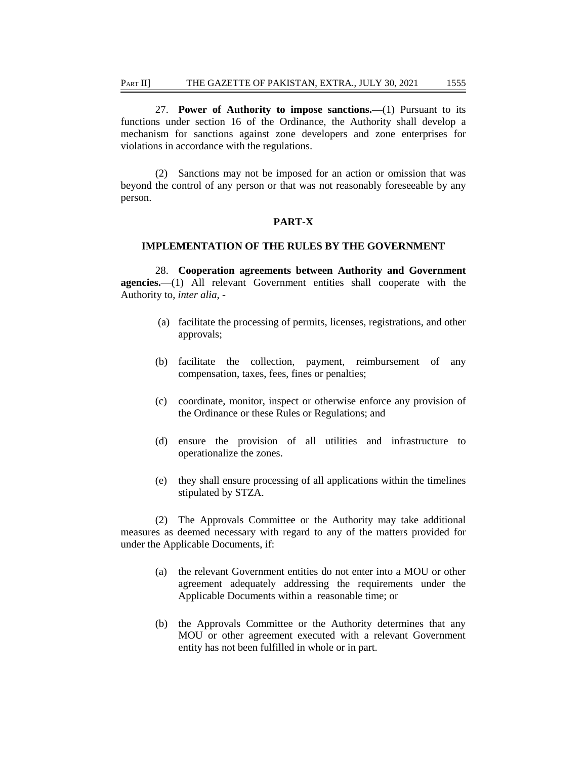27. **Power of Authority to impose sanctions.—**(1) Pursuant to its functions under section 16 of the Ordinance, the Authority shall develop a mechanism for sanctions against zone developers and zone enterprises for violations in accordance with the regulations.

(2) Sanctions may not be imposed for an action or omission that was beyond the control of any person or that was not reasonably foreseeable by any person.

## PART-X

## IMPLEMENTATION OF THE RULES BY THE GOVERNMENT

28. **Cooperation agreements between Authority and Government agencies.**—(1) All relevant Government entities shall cooperate with the Authority to, *inter alia*, -

(a) facilitate the processing of permits, licenses, registrations, and other approvals;

(b) facilitate the collection, payment, reimbursement of any compensation, taxes, fees, fines or penalties;

(c) coordinate, monitor, inspect or otherwise enforce any provision of the Ordinance or these Rules or Regulations; and

(d) ensure the provision of all utilities and infrastructure to operationalize the zones.

(e) they shall ensure processing of all applications within the timelines stipulated by STZA.

(2) The Approvals Committee or the Authority may take additional measures as deemed necessary with regard to any of the matters provided for under the Applicable Documents, if:

(a) the relevant Government entities do not enter into a MOU or other agreement adequately addressing the requirements under the Applicable Documents within a reasonable time; or

(b) the Approvals Committee or the Authority determines that any MOU or other agreement executed with a relevant Government entity has not been fulfilled in whole or in part.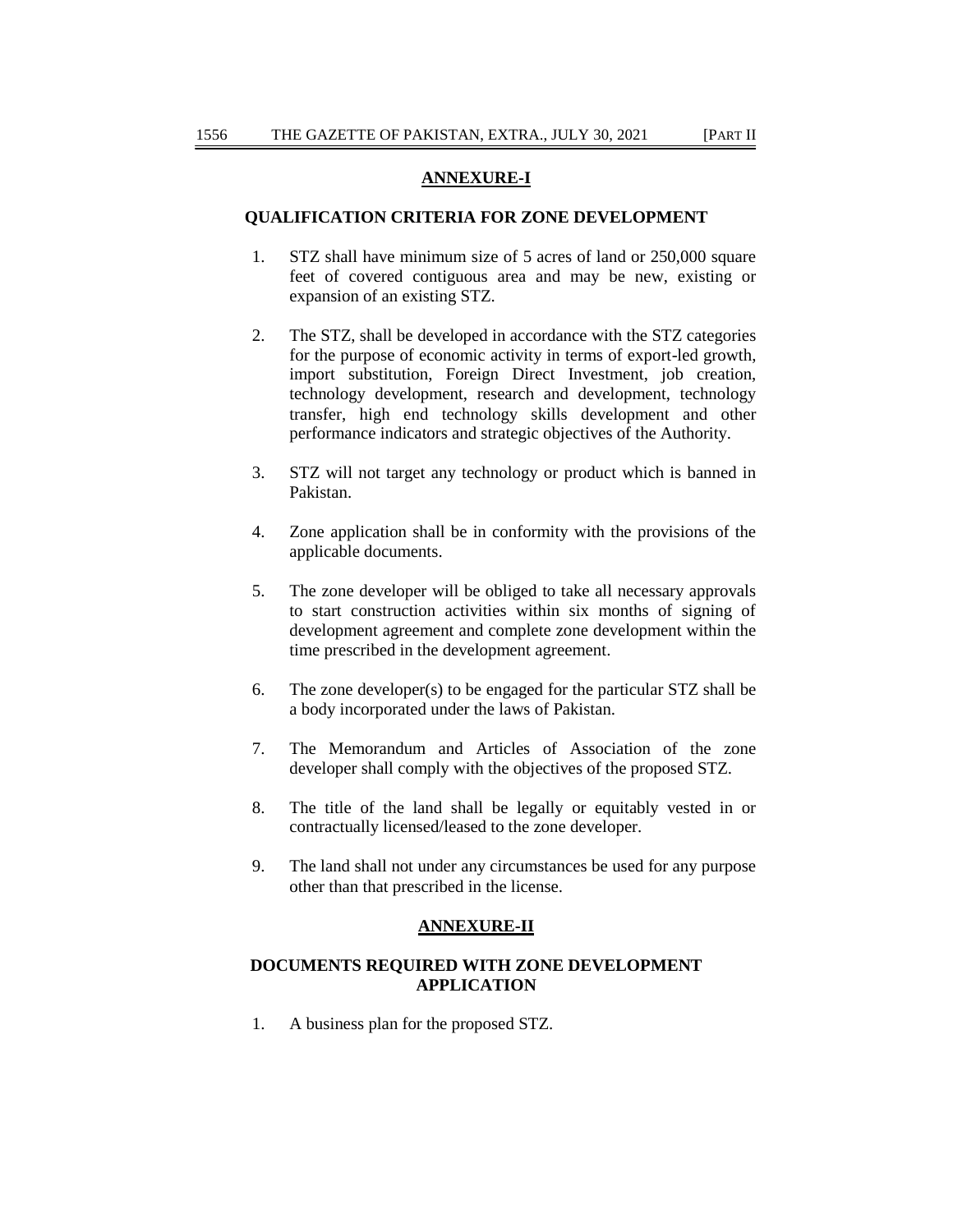## ANNEXURE-I

### QUALIFICATION CRITERIA FOR ZONE DEVELOPMENT

1. STZ shall have minimum size of 5 acres of land or 250,000 square feet of covered contiguous area and may be new, existing or expansion of an existing STZ.

2. The STZ, shall be developed in accordance with the STZ categories for the purpose of economic activity in terms of export-led growth, import substitution, Foreign Direct Investment, job creation, technology development, research and development, technology transfer, high end technology skills development and other performance indicators and strategic objectives of the Authority.

3. STZ will not target any technology or product which is banned in Pakistan.

4. Zone application shall be in conformity with the provisions of the applicable documents.

5. The zone developer will be obliged to take all necessary approvals to start construction activities within six months of signing of development agreement and complete zone development within the time prescribed in the development agreement.

6. The zone developer(s) to be engaged for the particular STZ shall be a body incorporated under the laws of Pakistan.

7. The Memorandum and Articles of Association of the zone developer shall comply with the objectives of the proposed STZ.

8. The title of the land shall be legally or equitably vested in or contractually licensed/leased to the zone developer.

9. The land shall not under any circumstances be used for any purpose other than that prescribed in the license.

## ANNEXURE-II

### DOCUMENTS REQUIRED WITH ZONE DEVELOPMENT APPLICATION

1. A business plan for the proposed STZ.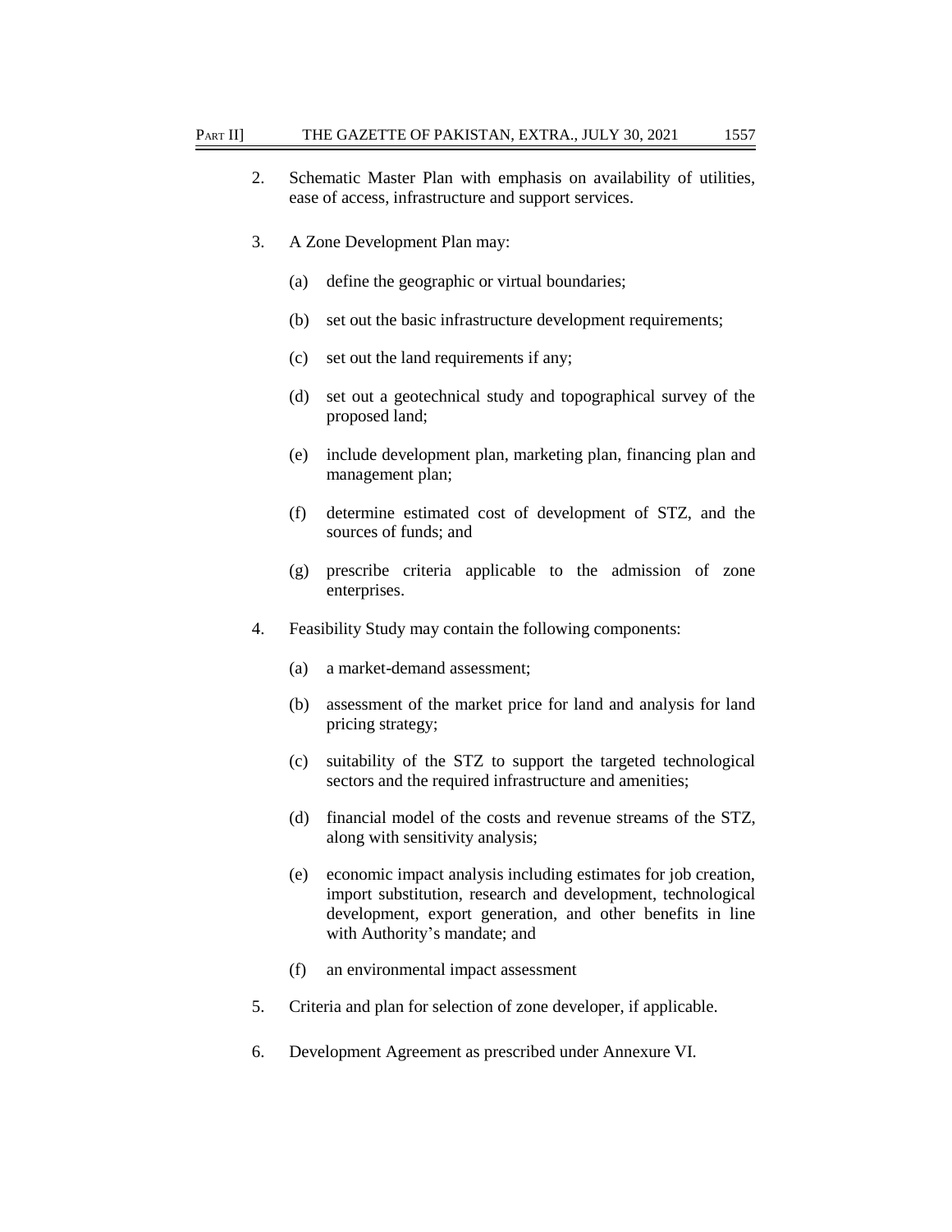2. Schematic Master Plan with emphasis on availability of utilities, ease of access, infrastructure and support services.

3. A Zone Development Plan may:

   (a) define the geographic or virtual boundaries;

   (b) set out the basic infrastructure development requirements;

   (c) set out the land requirements if any;

   (d) set out a geotechnical study and topographical survey of the proposed land;

   (e) include development plan, marketing plan, financing plan and management plan;

   (f) determine estimated cost of development of STZ, and the sources of funds; and

   (g) prescribe criteria applicable to the admission of zone enterprises.

4. Feasibility Study may contain the following components:

   (a) a market-demand assessment;

   (b) assessment of the market price for land and analysis for land pricing strategy;

   (c) suitability of the STZ to support the targeted technological sectors and the required infrastructure and amenities;

   (d) financial model of the costs and revenue streams of the STZ, along with sensitivity analysis;

   (e) economic impact analysis including estimates for job creation, import substitution, research and development, technological development, export generation, and other benefits in line with Authority's mandate; and

   (f) an environmental impact assessment

5. Criteria and plan for selection of zone developer, if applicable.

6. Development Agreement as prescribed under Annexure VI.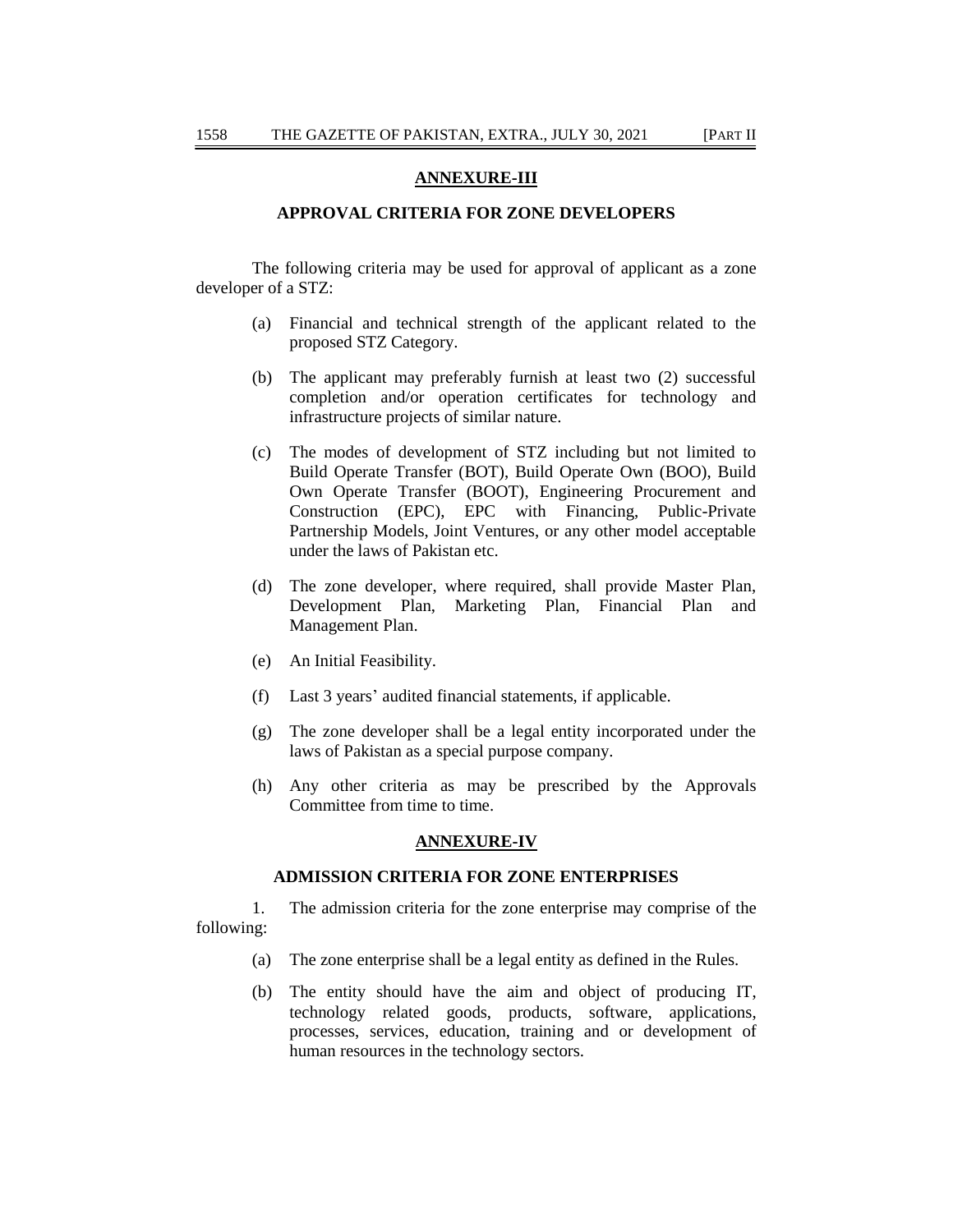## ANNEXURE-III

### APPROVAL CRITERIA FOR ZONE DEVELOPERS

The following criteria may be used for approval of applicant as a zone developer of a STZ:

(a) Financial and technical strength of the applicant related to the proposed STZ Category.

(b) The applicant may preferably furnish at least two (2) successful completion and/or operation certificates for technology and infrastructure projects of similar nature.

(c) The modes of development of STZ including but not limited to Build Operate Transfer (BOT), Build Operate Own (BOO), Build Own Operate Transfer (BOOT), Engineering Procurement and Construction (EPC), EPC with Financing, Public-Private Partnership Models, Joint Ventures, or any other model acceptable under the laws of Pakistan etc.

(d) The zone developer, where required, shall provide Master Plan, Development Plan, Marketing Plan, Financial Plan and Management Plan.

(e) An Initial Feasibility.

(f) Last 3 years' audited financial statements, if applicable.

(g) The zone developer shall be a legal entity incorporated under the laws of Pakistan as a special purpose company.

(h) Any other criteria as may be prescribed by the Approvals Committee from time to time.

## ANNEXURE-IV

### ADMISSION CRITERIA FOR ZONE ENTERPRISES

1. The admission criteria for the zone enterprise may comprise of the following:

(a) The zone enterprise shall be a legal entity as defined in the Rules.

(b) The entity should have the aim and object of producing IT, technology related goods, products, software, applications, processes, services, education, training and or development of human resources in the technology sectors.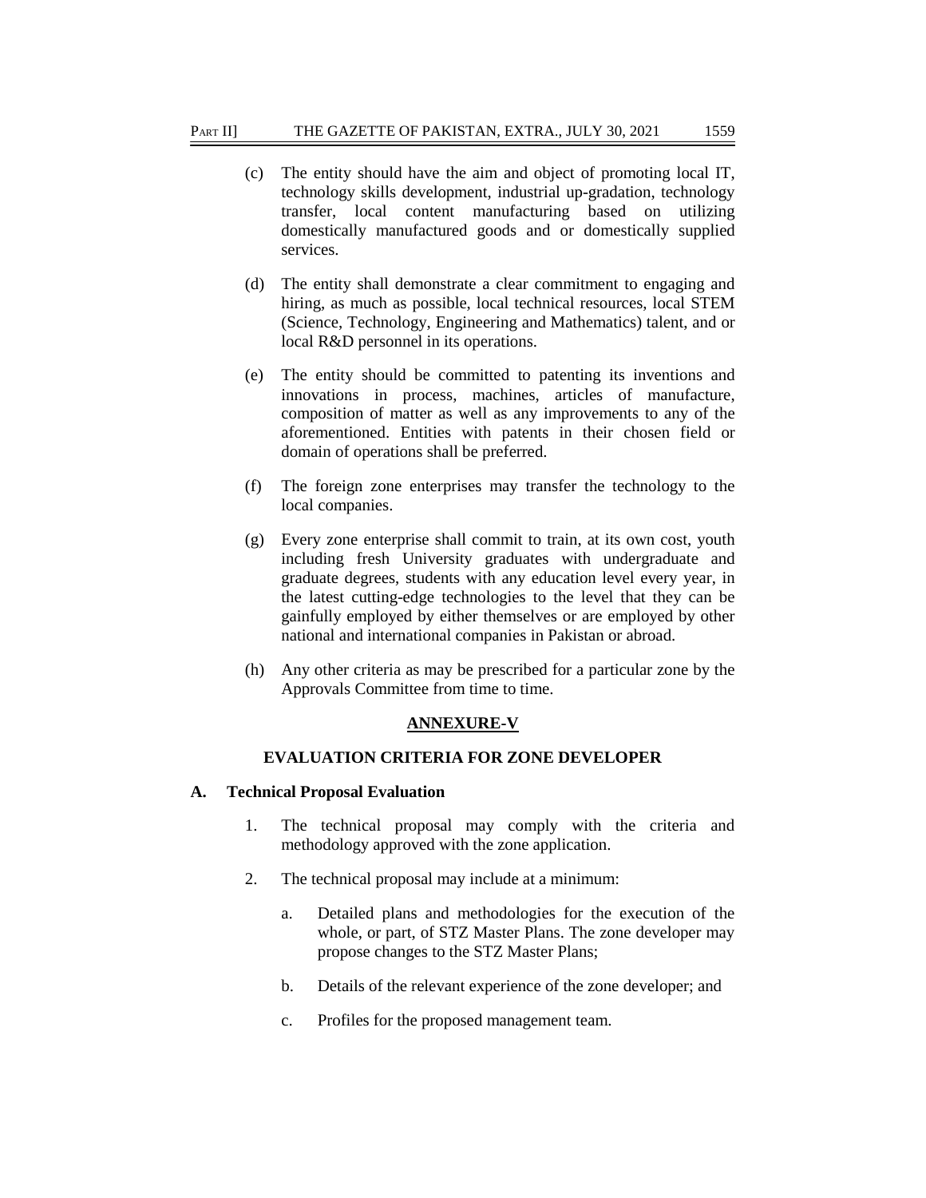(c) The entity should have the aim and object of promoting local IT, technology skills development, industrial up-gradation, technology transfer, local content manufacturing based on utilizing domestically manufactured goods and or domestically supplied services.

(d) The entity shall demonstrate a clear commitment to engaging and hiring, as much as possible, local technical resources, local STEM (Science, Technology, Engineering and Mathematics) talent, and or local R&D personnel in its operations.

(e) The entity should be committed to patenting its inventions and innovations in process, machines, articles of manufacture, composition of matter as well as any improvements to any of the aforementioned. Entities with patents in their chosen field or domain of operations shall be preferred.

(f) The foreign zone enterprises may transfer the technology to the local companies.

(g) Every zone enterprise shall commit to train, at its own cost, youth including fresh University graduates with undergraduate and graduate degrees, students with any education level every year, in the latest cutting-edge technologies to the level that they can be gainfully employed by either themselves or are employed by other national and international companies in Pakistan or abroad.

(h) Any other criteria as may be prescribed for a particular zone by the Approvals Committee from time to time.

## ANNEXURE-V

### EVALUATION CRITERIA FOR ZONE DEVELOPER

**A. Technical Proposal Evaluation**

1. The technical proposal may comply with the criteria and methodology approved with the zone application.

2. The technical proposal may include at a minimum:

   a. Detailed plans and methodologies for the execution of the whole, or part, of STZ Master Plans. The zone developer may propose changes to the STZ Master Plans;

   b. Details of the relevant experience of the zone developer; and

   c. Profiles for the proposed management team.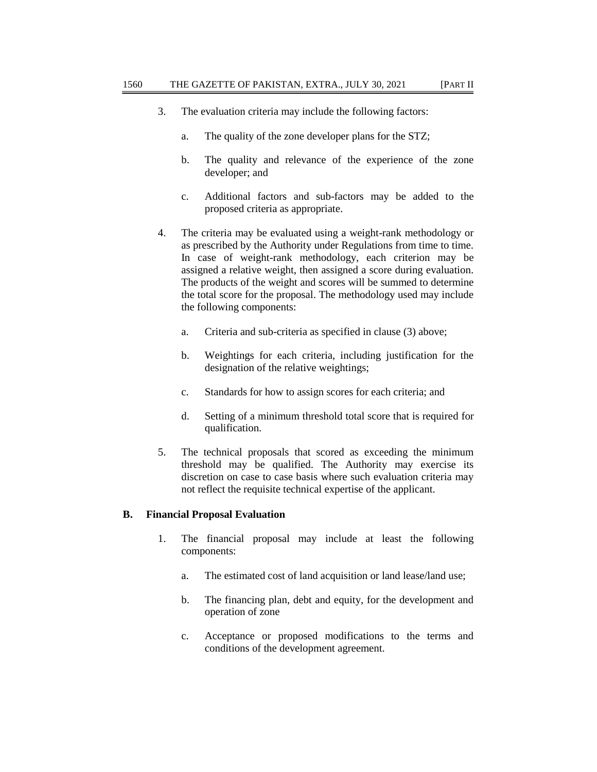3. The evaluation criteria may include the following factors:

   a. The quality of the zone developer plans for the STZ;

   b. The quality and relevance of the experience of the zone developer; and

   c. Additional factors and sub-factors may be added to the proposed criteria as appropriate.

4. The criteria may be evaluated using a weight-rank methodology or as prescribed by the Authority under Regulations from time to time. In case of weight-rank methodology, each criterion may be assigned a relative weight, then assigned a score during evaluation. The products of the weight and scores will be summed to determine the total score for the proposal. The methodology used may include the following components:

   a. Criteria and sub-criteria as specified in clause (3) above;

   b. Weightings for each criteria, including justification for the designation of the relative weightings;

   c. Standards for how to assign scores for each criteria; and

   d. Setting of a minimum threshold total score that is required for qualification.

5. The technical proposals that scored as exceeding the minimum threshold may be qualified. The Authority may exercise its discretion on case to case basis where such evaluation criteria may not reflect the requisite technical expertise of the applicant.

**B. Financial Proposal Evaluation**

1. The financial proposal may include at least the following components:

   a. The estimated cost of land acquisition or land lease/land use;

   b. The financing plan, debt and equity, for the development and operation of zone

   c. Acceptance or proposed modifications to the terms and conditions of the development agreement.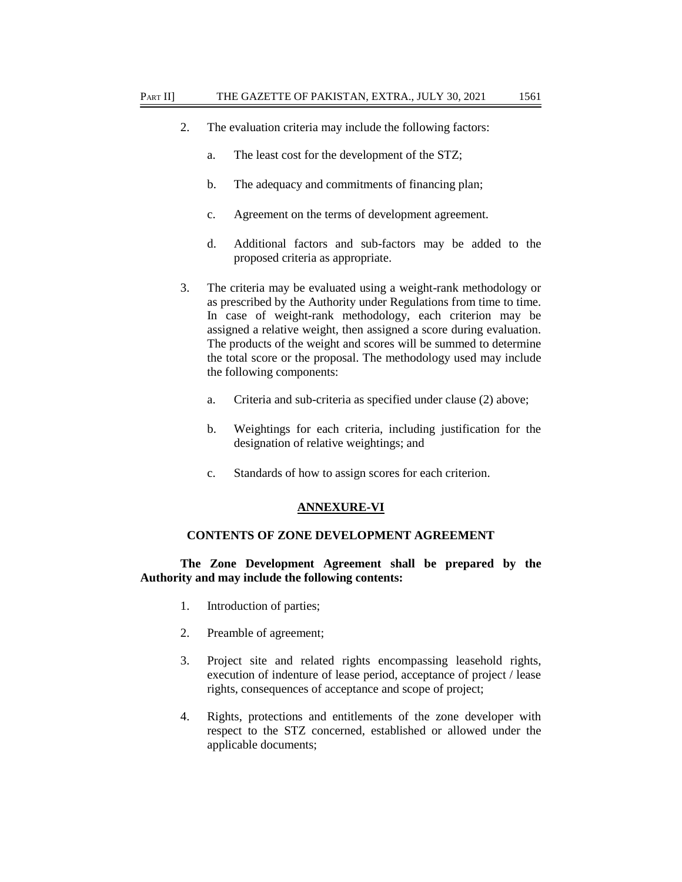2. The evaluation criteria may include the following factors:

   a. The least cost for the development of the STZ;

   b. The adequacy and commitments of financing plan;

   c. Agreement on the terms of development agreement.

   d. Additional factors and sub-factors may be added to the proposed criteria as appropriate.

3. The criteria may be evaluated using a weight-rank methodology or as prescribed by the Authority under Regulations from time to time. In case of weight-rank methodology, each criterion may be assigned a relative weight, then assigned a score during evaluation. The products of the weight and scores will be summed to determine the total score or the proposal. The methodology used may include the following components:

   a. Criteria and sub-criteria as specified under clause (2) above;

   b. Weightings for each criteria, including justification for the designation of relative weightings; and

   c. Standards of how to assign scores for each criterion.

## ANNEXURE-VI

### CONTENTS OF ZONE DEVELOPMENT AGREEMENT

**The Zone Development Agreement shall be prepared by the Authority and may include the following contents:**

1. Introduction of parties;

2. Preamble of agreement;

3. Project site and related rights encompassing leasehold rights, execution of indenture of lease period, acceptance of project / lease rights, consequences of acceptance and scope of project;

4. Rights, protections and entitlements of the zone developer with respect to the STZ concerned, established or allowed under the applicable documents;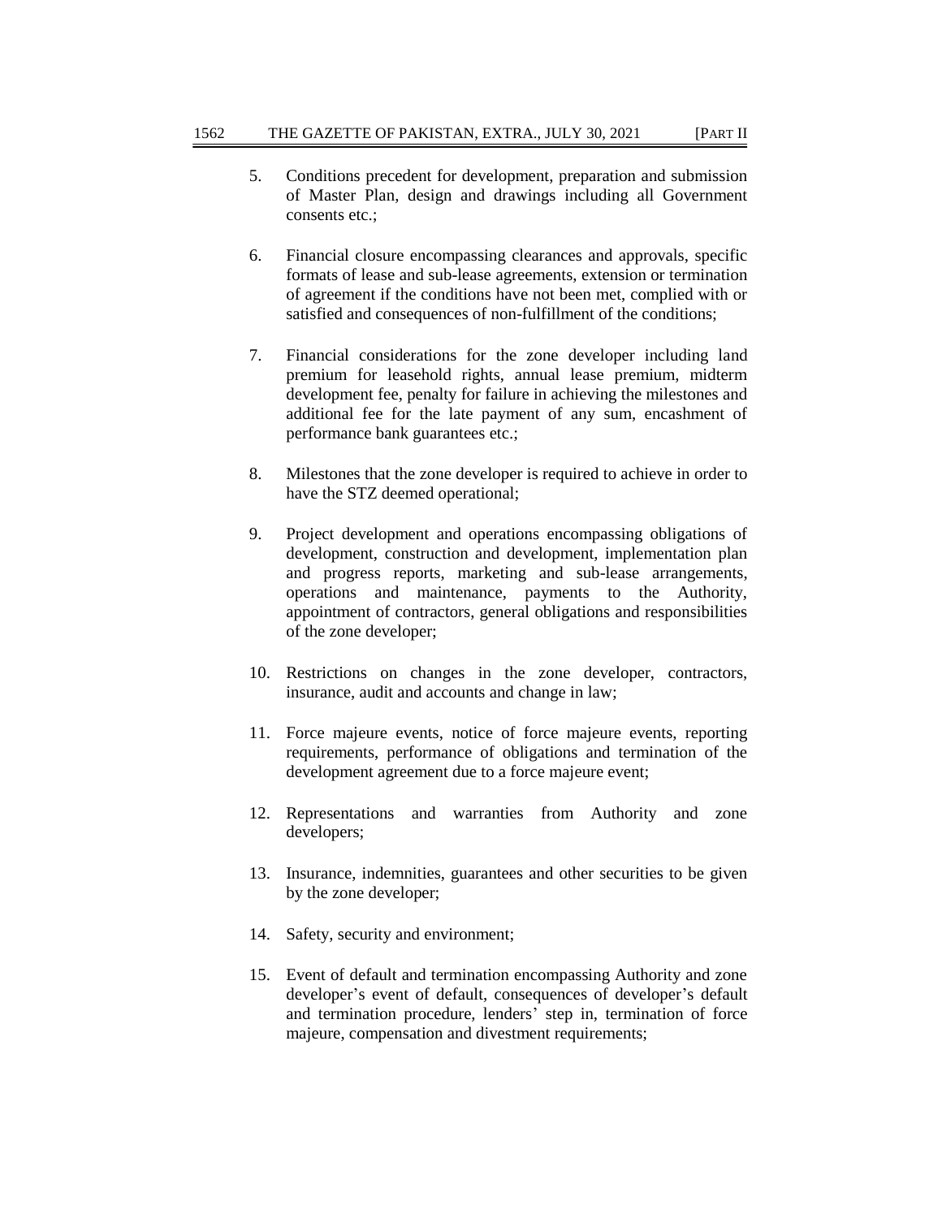5. Conditions precedent for development, preparation and submission of Master Plan, design and drawings including all Government consents etc.;

6. Financial closure encompassing clearances and approvals, specific formats of lease and sub-lease agreements, extension or termination of agreement if the conditions have not been met, complied with or satisfied and consequences of non-fulfillment of the conditions;

7. Financial considerations for the zone developer including land premium for leasehold rights, annual lease premium, midterm development fee, penalty for failure in achieving the milestones and additional fee for the late payment of any sum, encashment of performance bank guarantees etc.;

8. Milestones that the zone developer is required to achieve in order to have the STZ deemed operational;

9. Project development and operations encompassing obligations of development, construction and development, implementation plan and progress reports, marketing and sub-lease arrangements, operations and maintenance, payments to the Authority, appointment of contractors, general obligations and responsibilities of the zone developer;

10. Restrictions on changes in the zone developer, contractors, insurance, audit and accounts and change in law;

11. Force majeure events, notice of force majeure events, reporting requirements, performance of obligations and termination of the development agreement due to a force majeure event;

12. Representations and warranties from Authority and zone developers;

13. Insurance, indemnities, guarantees and other securities to be given by the zone developer;

14. Safety, security and environment;

15. Event of default and termination encompassing Authority and zone developer's event of default, consequences of developer's default and termination procedure, lenders' step in, termination of force majeure, compensation and divestment requirements;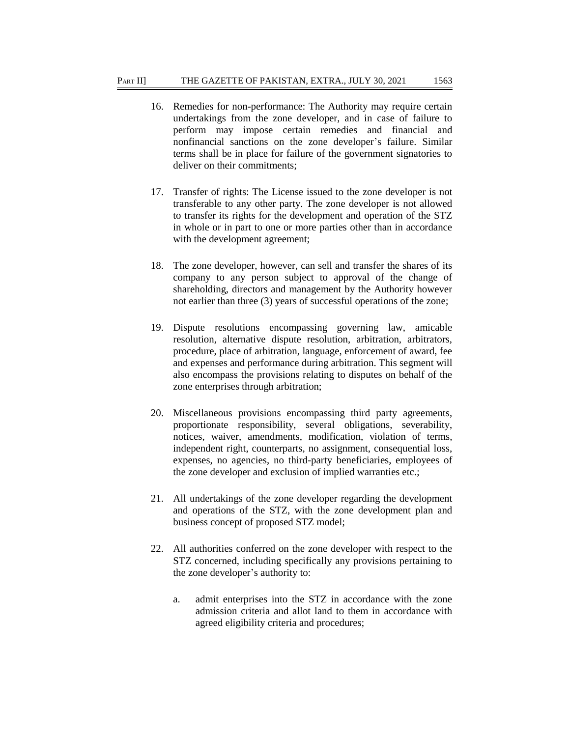16. Remedies for non-performance: The Authority may require certain undertakings from the zone developer, and in case of failure to perform may impose certain remedies and financial and nonfinancial sanctions on the zone developer's failure. Similar terms shall be in place for failure of the government signatories to deliver on their commitments;

17. Transfer of rights: The License issued to the zone developer is not transferable to any other party. The zone developer is not allowed to transfer its rights for the development and operation of the STZ in whole or in part to one or more parties other than in accordance with the development agreement;

18. The zone developer, however, can sell and transfer the shares of its company to any person subject to approval of the change of shareholding, directors and management by the Authority however not earlier than three (3) years of successful operations of the zone;

19. Dispute resolutions encompassing governing law, amicable resolution, alternative dispute resolution, arbitration, arbitrators, procedure, place of arbitration, language, enforcement of award, fee and expenses and performance during arbitration. This segment will also encompass the provisions relating to disputes on behalf of the zone enterprises through arbitration;

20. Miscellaneous provisions encompassing third party agreements, proportionate responsibility, several obligations, severability, notices, waiver, amendments, modification, violation of terms, independent right, counterparts, no assignment, consequential loss, expenses, no agencies, no third-party beneficiaries, employees of the zone developer and exclusion of implied warranties etc.;

21. All undertakings of the zone developer regarding the development and operations of the STZ, with the zone development plan and business concept of proposed STZ model;

22. All authorities conferred on the zone developer with respect to the STZ concerned, including specifically any provisions pertaining to the zone developer's authority to:

    a. admit enterprises into the STZ in accordance with the zone admission criteria and allot land to them in accordance with agreed eligibility criteria and procedures;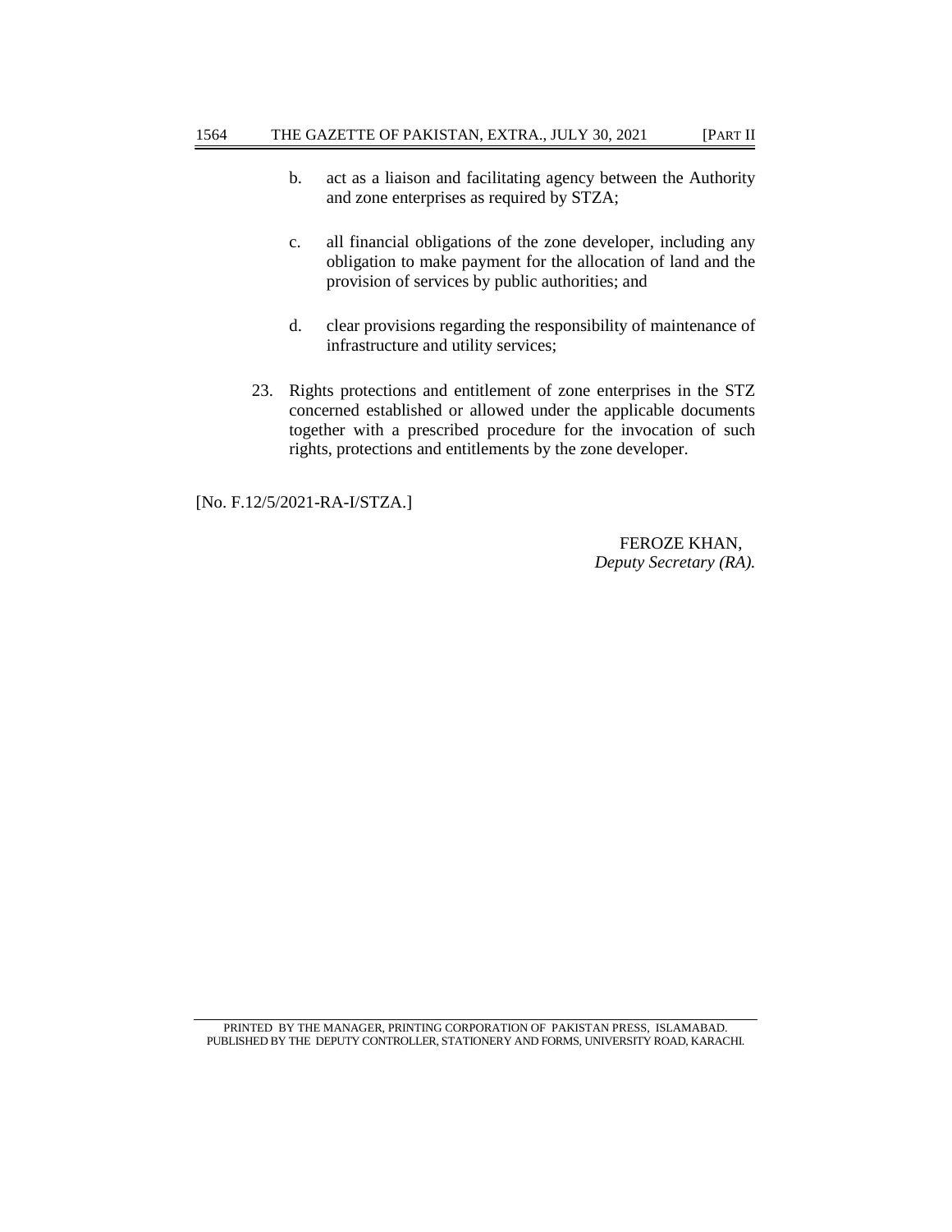b. act as a liaison and facilitating agency between the Authority and zone enterprises as required by STZA;

c. all financial obligations of the zone developer, including any obligation to make payment for the allocation of land and the provision of services by public authorities; and

d. clear provisions regarding the responsibility of maintenance of infrastructure and utility services;

23. Rights protections and entitlement of zone enterprises in the STZ concerned established or allowed under the applicable documents together with a prescribed procedure for the invocation of such rights, protections and entitlements by the zone developer.

[No. F.12/5/2021-RA-I/STZA.]

FEROZE KHAN,
*Deputy Secretary (RA).*

PRINTED BY THE MANAGER, PRINTING CORPORATION OF PAKISTAN PRESS, ISLAMABAD.
PUBLISHED BY THE DEPUTY CONTROLLER, STATIONERY AND FORMS, UNIVERSITY ROAD, KARACHI.